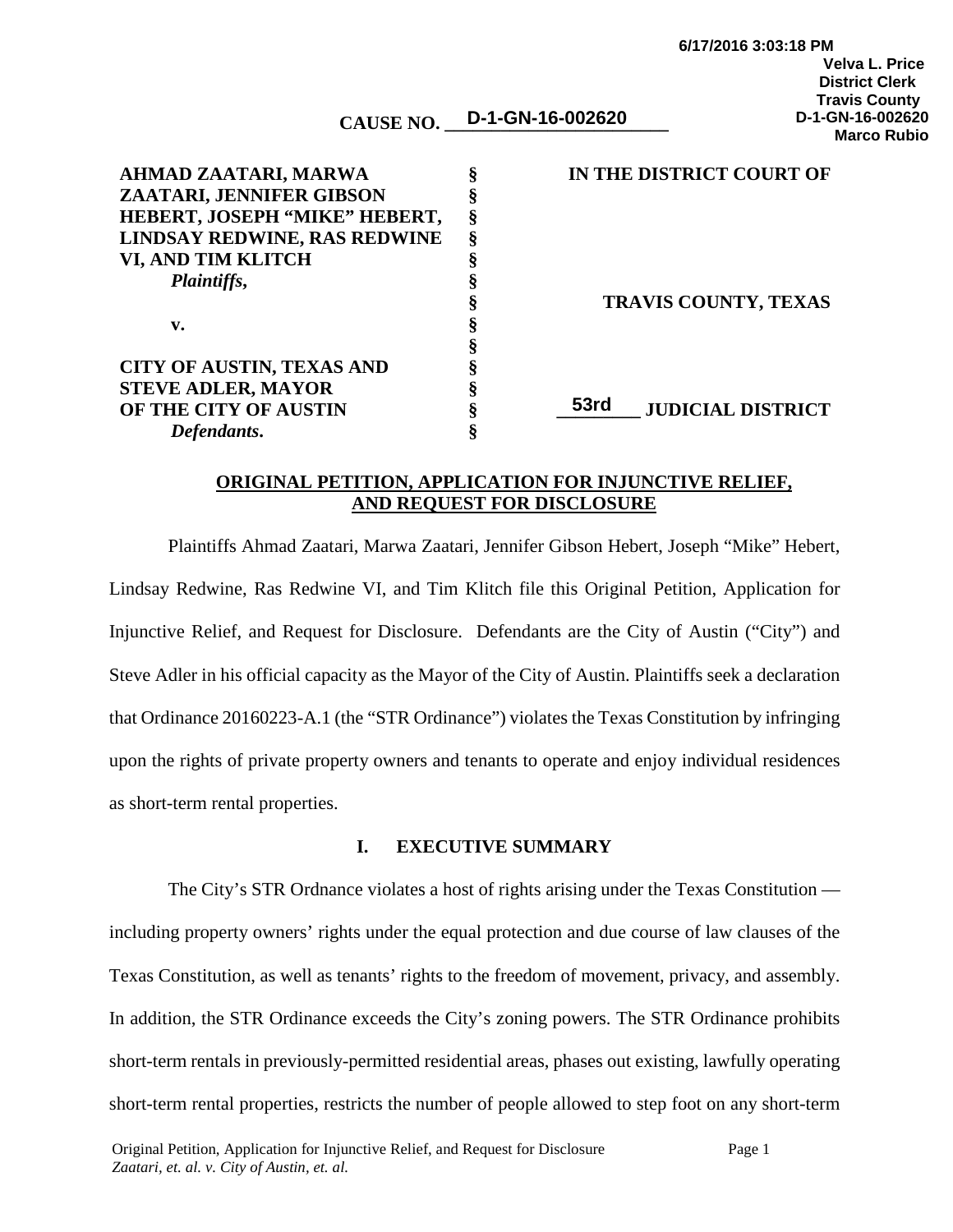6/17/2016 3:03:18 PM
Velva L. Price
District Clerk
Travis County
D-1-GN-16-002620
Marco Rubio

CAUSE NO. D-1-GN-16-002620

| | | |
|---|---|---|
| **AHMAD ZAATARI, MARWA ZAATARI, JENNIFER GIBSON HEBERT, JOSEPH “MIKE” HEBERT, LINDSAY REDWINE, RAS REDWINE VI, AND TIM KLITCH** | § | **IN THE DISTRICT COURT OF** |
| ***Plaintiffs*,** | § | |
| | § | **TRAVIS COUNTY, TEXAS** |
| **v.** | § | |
| | § | |
| **CITY OF AUSTIN, TEXAS AND STEVE ADLER, MAYOR OF THE CITY OF AUSTIN** | § | **53rd JUDICIAL DISTRICT** |
| ***Defendants*.** | § | |

## ORIGINAL PETITION, APPLICATION FOR INJUNCTIVE RELIEF, AND REQUEST FOR DISCLOSURE

Plaintiffs Ahmad Zaatari, Marwa Zaatari, Jennifer Gibson Hebert, Joseph “Mike” Hebert, Lindsay Redwine, Ras Redwine VI, and Tim Klitch file this Original Petition, Application for Injunctive Relief, and Request for Disclosure. Defendants are the City of Austin (“City”) and Steve Adler in his official capacity as the Mayor of the City of Austin. Plaintiffs seek a declaration that Ordinance 20160223-A.1 (the “STR Ordinance”) violates the Texas Constitution by infringing upon the rights of private property owners and tenants to operate and enjoy individual residences as short-term rental properties.

## I. EXECUTIVE SUMMARY

The City’s STR Ordnance violates a host of rights arising under the Texas Constitution — including property owners’ rights under the equal protection and due course of law clauses of the Texas Constitution, as well as tenants’ rights to the freedom of movement, privacy, and assembly. In addition, the STR Ordinance exceeds the City’s zoning powers. The STR Ordinance prohibits short-term rentals in previously-permitted residential areas, phases out existing, lawfully operating short-term rental properties, restricts the number of people allowed to step foot on any short-term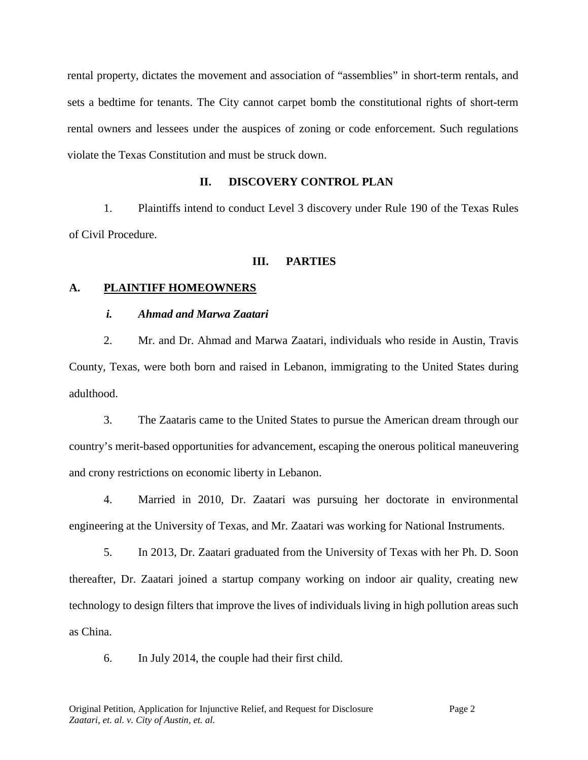rental property, dictates the movement and association of "assemblies" in short-term rentals, and sets a bedtime for tenants. The City cannot carpet bomb the constitutional rights of short-term rental owners and lessees under the auspices of zoning or code enforcement. Such regulations violate the Texas Constitution and must be struck down.

## II. DISCOVERY CONTROL PLAN

1. Plaintiffs intend to conduct Level 3 discovery under Rule 190 of the Texas Rules of Civil Procedure.

## III. PARTIES

### A. PLAINTIFF HOMEOWNERS

#### *i. Ahmad and Marwa Zaatari*

2. Mr. and Dr. Ahmad and Marwa Zaatari, individuals who reside in Austin, Travis County, Texas, were both born and raised in Lebanon, immigrating to the United States during adulthood.

3. The Zaataris came to the United States to pursue the American dream through our country's merit-based opportunities for advancement, escaping the onerous political maneuvering and crony restrictions on economic liberty in Lebanon.

4. Married in 2010, Dr. Zaatari was pursuing her doctorate in environmental engineering at the University of Texas, and Mr. Zaatari was working for National Instruments.

5. In 2013, Dr. Zaatari graduated from the University of Texas with her Ph. D. Soon thereafter, Dr. Zaatari joined a startup company working on indoor air quality, creating new technology to design filters that improve the lives of individuals living in high pollution areas such as China.

6. In July 2014, the couple had their first child.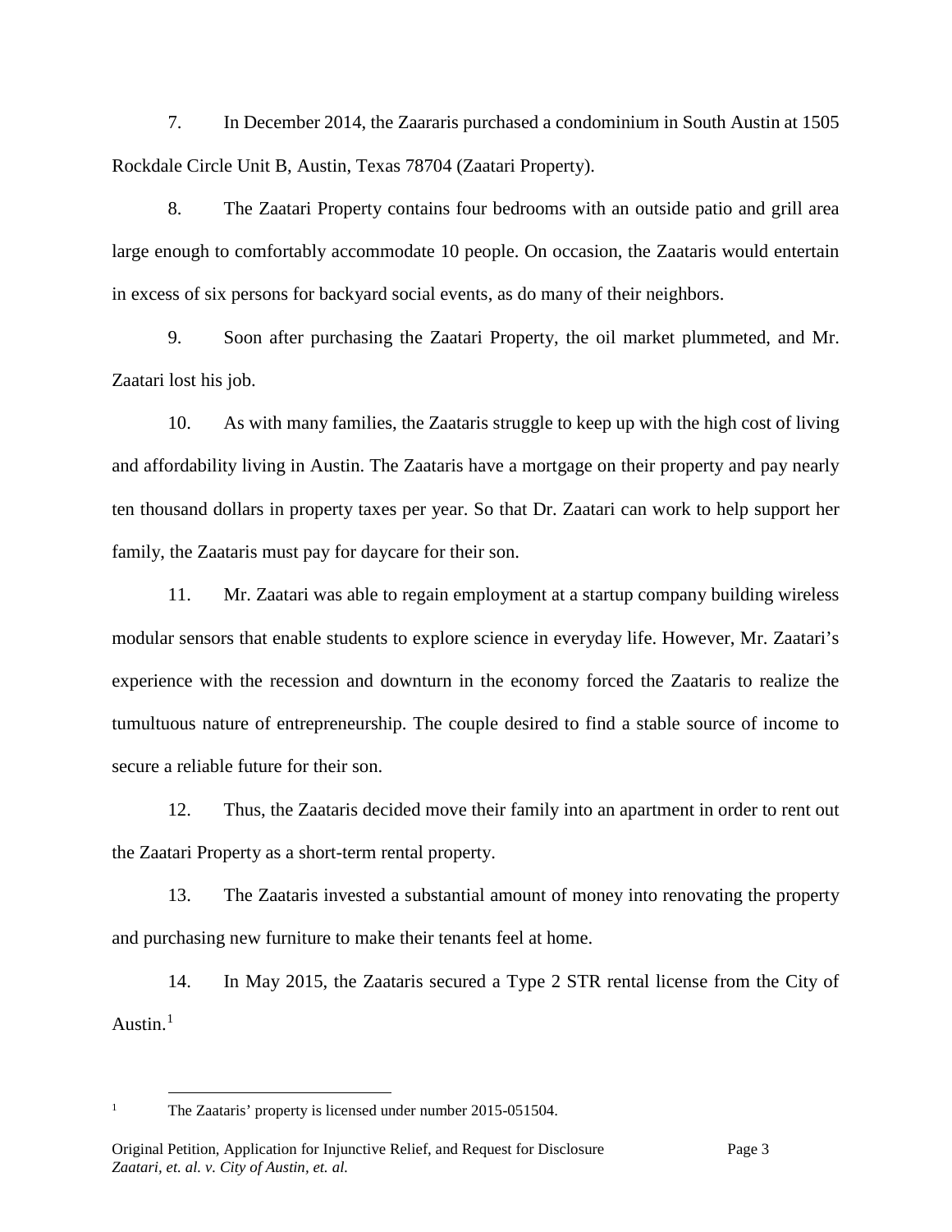7. In December 2014, the Zaararis purchased a condominium in South Austin at 1505 Rockdale Circle Unit B, Austin, Texas 78704 (Zaatari Property).

8. The Zaatari Property contains four bedrooms with an outside patio and grill area large enough to comfortably accommodate 10 people. On occasion, the Zaataris would entertain in excess of six persons for backyard social events, as do many of their neighbors.

9. Soon after purchasing the Zaatari Property, the oil market plummeted, and Mr. Zaatari lost his job.

10. As with many families, the Zaataris struggle to keep up with the high cost of living and affordability living in Austin. The Zaataris have a mortgage on their property and pay nearly ten thousand dollars in property taxes per year. So that Dr. Zaatari can work to help support her family, the Zaataris must pay for daycare for their son.

11. Mr. Zaatari was able to regain employment at a startup company building wireless modular sensors that enable students to explore science in everyday life. However, Mr. Zaatari's experience with the recession and downturn in the economy forced the Zaataris to realize the tumultuous nature of entrepreneurship. The couple desired to find a stable source of income to secure a reliable future for their son.

12. Thus, the Zaataris decided move their family into an apartment in order to rent out the Zaatari Property as a short-term rental property.

13. The Zaataris invested a substantial amount of money into renovating the property and purchasing new furniture to make their tenants feel at home.

14. In May 2015, the Zaataris secured a Type 2 STR rental license from the City of Austin.[1]

[1] The Zaataris' property is licensed under number 2015-051504.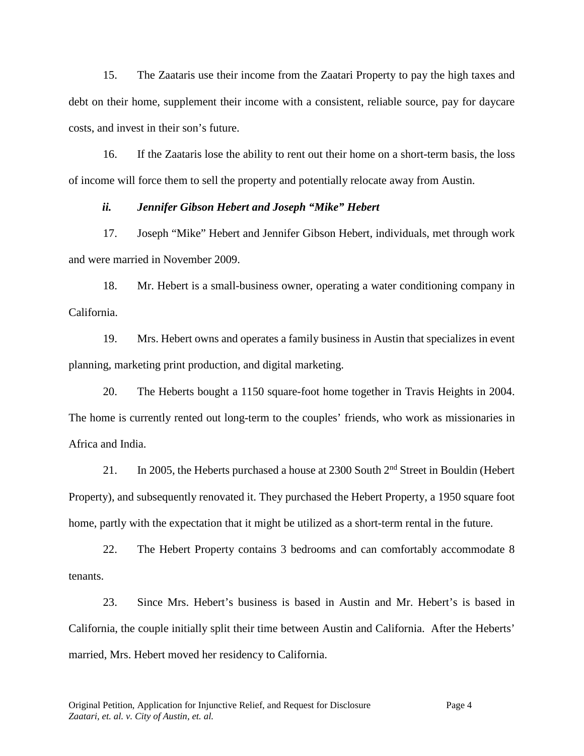15. The Zaataris use their income from the Zaatari Property to pay the high taxes and debt on their home, supplement their income with a consistent, reliable source, pay for daycare costs, and invest in their son's future.

16. If the Zaataris lose the ability to rent out their home on a short-term basis, the loss of income will force them to sell the property and potentially relocate away from Austin.

***ii. Jennifer Gibson Hebert and Joseph "Mike" Hebert***

17. Joseph "Mike" Hebert and Jennifer Gibson Hebert, individuals, met through work and were married in November 2009.

18. Mr. Hebert is a small-business owner, operating a water conditioning company in California.

19. Mrs. Hebert owns and operates a family business in Austin that specializes in event planning, marketing print production, and digital marketing.

20. The Heberts bought a 1150 square-foot home together in Travis Heights in 2004. The home is currently rented out long-term to the couples' friends, who work as missionaries in Africa and India.

21. In 2005, the Heberts purchased a house at 2300 South 2nd Street in Bouldin (Hebert Property), and subsequently renovated it. They purchased the Hebert Property, a 1950 square foot home, partly with the expectation that it might be utilized as a short-term rental in the future.

22. The Hebert Property contains 3 bedrooms and can comfortably accommodate 8 tenants.

23. Since Mrs. Hebert's business is based in Austin and Mr. Hebert's is based in California, the couple initially split their time between Austin and California. After the Heberts' married, Mrs. Hebert moved her residency to California.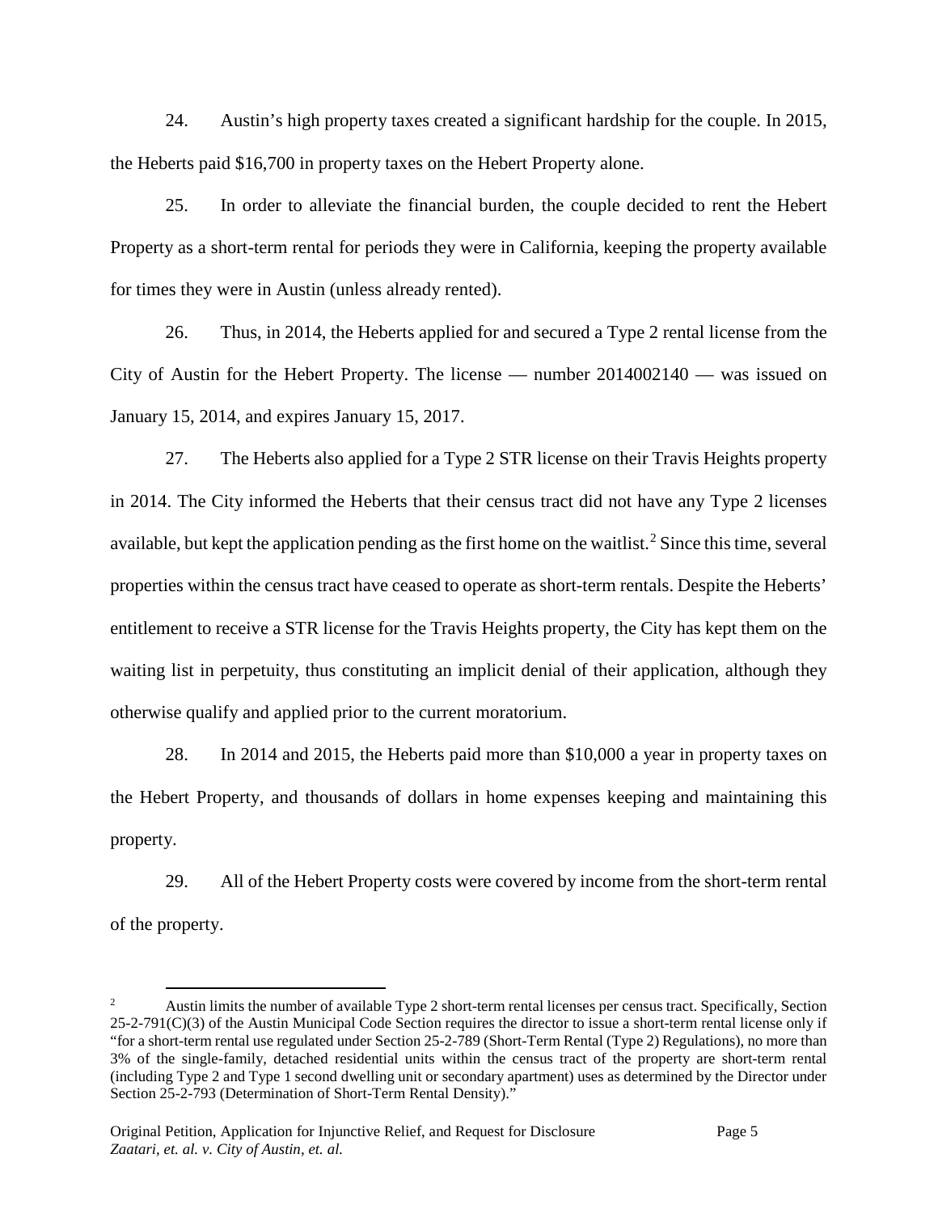24. Austin's high property taxes created a significant hardship for the couple. In 2015, the Heberts paid $16,700 in property taxes on the Hebert Property alone.

25. In order to alleviate the financial burden, the couple decided to rent the Hebert Property as a short-term rental for periods they were in California, keeping the property available for times they were in Austin (unless already rented).

26. Thus, in 2014, the Heberts applied for and secured a Type 2 rental license from the City of Austin for the Hebert Property. The license — number 2014002140 — was issued on January 15, 2014, and expires January 15, 2017.

27. The Heberts also applied for a Type 2 STR license on their Travis Heights property in 2014. The City informed the Heberts that their census tract did not have any Type 2 licenses available, but kept the application pending as the first home on the waitlist.[2] Since this time, several properties within the census tract have ceased to operate as short-term rentals. Despite the Heberts' entitlement to receive a STR license for the Travis Heights property, the City has kept them on the waiting list in perpetuity, thus constituting an implicit denial of their application, although they otherwise qualify and applied prior to the current moratorium.

28. In 2014 and 2015, the Heberts paid more than $10,000 a year in property taxes on the Hebert Property, and thousands of dollars in home expenses keeping and maintaining this property.

29. All of the Hebert Property costs were covered by income from the short-term rental of the property.

---

[2] Austin limits the number of available Type 2 short-term rental licenses per census tract. Specifically, Section 25-2-791(C)(3) of the Austin Municipal Code Section requires the director to issue a short-term rental license only if "for a short-term rental use regulated under Section 25-2-789 (Short-Term Rental (Type 2) Regulations), no more than 3% of the single-family, detached residential units within the census tract of the property are short-term rental (including Type 2 and Type 1 second dwelling unit or secondary apartment) uses as determined by the Director under Section 25-2-793 (Determination of Short-Term Rental Density)."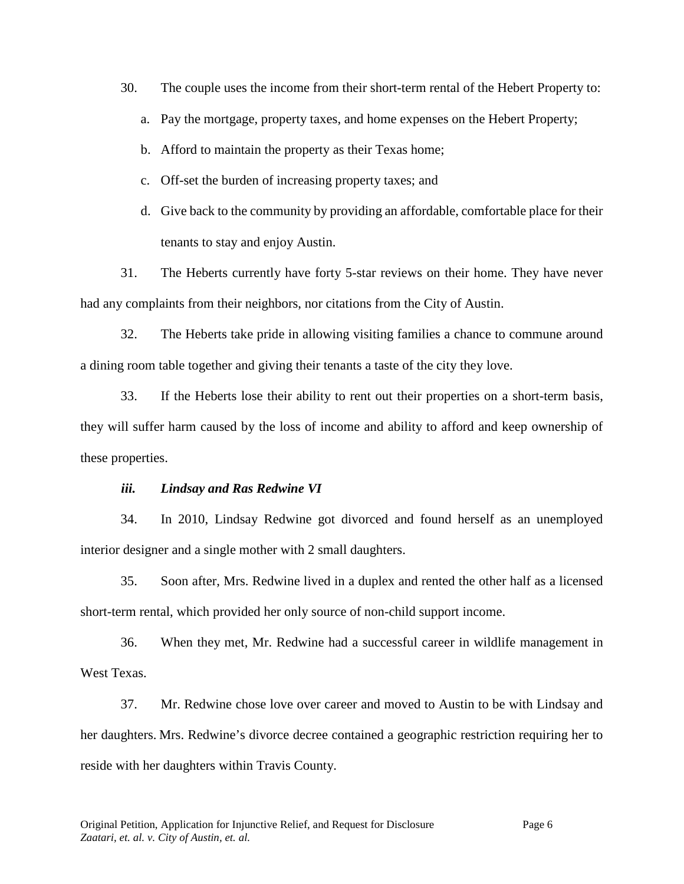30. The couple uses the income from their short-term rental of the Hebert Property to:

  a. Pay the mortgage, property taxes, and home expenses on the Hebert Property;

  b. Afford to maintain the property as their Texas home;

  c. Off-set the burden of increasing property taxes; and

  d. Give back to the community by providing an affordable, comfortable place for their tenants to stay and enjoy Austin.

31. The Heberts currently have forty 5-star reviews on their home. They have never had any complaints from their neighbors, nor citations from the City of Austin.

32. The Heberts take pride in allowing visiting families a chance to commune around a dining room table together and giving their tenants a taste of the city they love.

33. If the Heberts lose their ability to rent out their properties on a short-term basis, they will suffer harm caused by the loss of income and ability to afford and keep ownership of these properties.

***iii. Lindsay and Ras Redwine VI***

34. In 2010, Lindsay Redwine got divorced and found herself as an unemployed interior designer and a single mother with 2 small daughters.

35. Soon after, Mrs. Redwine lived in a duplex and rented the other half as a licensed short-term rental, which provided her only source of non-child support income.

36. When they met, Mr. Redwine had a successful career in wildlife management in West Texas.

37. Mr. Redwine chose love over career and moved to Austin to be with Lindsay and her daughters. Mrs. Redwine's divorce decree contained a geographic restriction requiring her to reside with her daughters within Travis County.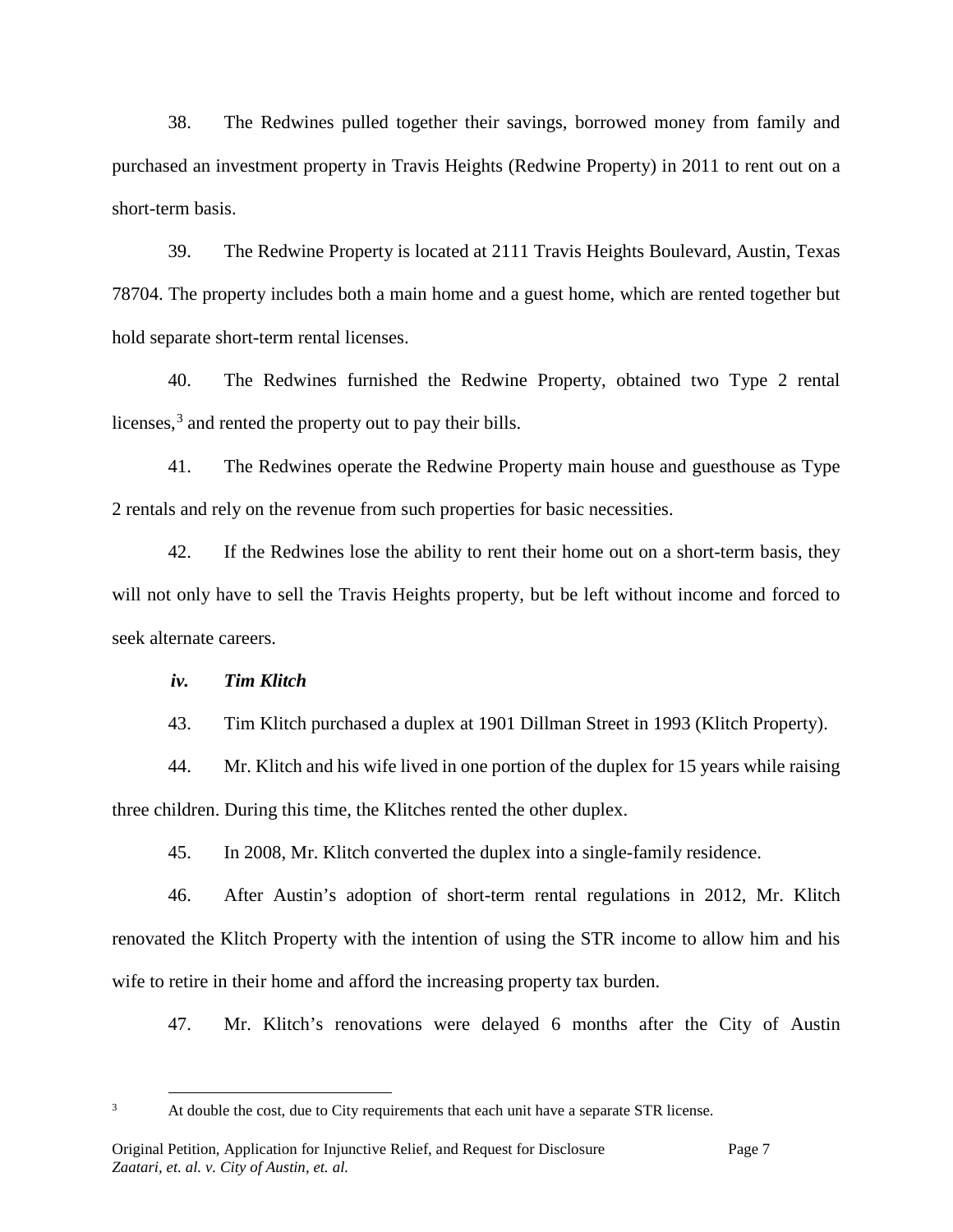38. The Redwines pulled together their savings, borrowed money from family and purchased an investment property in Travis Heights (Redwine Property) in 2011 to rent out on a short-term basis.

39. The Redwine Property is located at 2111 Travis Heights Boulevard, Austin, Texas 78704. The property includes both a main home and a guest home, which are rented together but hold separate short-term rental licenses.

40. The Redwines furnished the Redwine Property, obtained two Type 2 rental licenses,[3] and rented the property out to pay their bills.

41. The Redwines operate the Redwine Property main house and guesthouse as Type 2 rentals and rely on the revenue from such properties for basic necessities.

42. If the Redwines lose the ability to rent their home out on a short-term basis, they will not only have to sell the Travis Heights property, but be left without income and forced to seek alternate careers.

***iv. Tim Klitch***

43. Tim Klitch purchased a duplex at 1901 Dillman Street in 1993 (Klitch Property).

44. Mr. Klitch and his wife lived in one portion of the duplex for 15 years while raising three children. During this time, the Klitches rented the other duplex.

45. In 2008, Mr. Klitch converted the duplex into a single-family residence.

46. After Austin's adoption of short-term rental regulations in 2012, Mr. Klitch renovated the Klitch Property with the intention of using the STR income to allow him and his wife to retire in their home and afford the increasing property tax burden.

47. Mr. Klitch's renovations were delayed 6 months after the City of Austin

---

[3] At double the cost, due to City requirements that each unit have a separate STR license.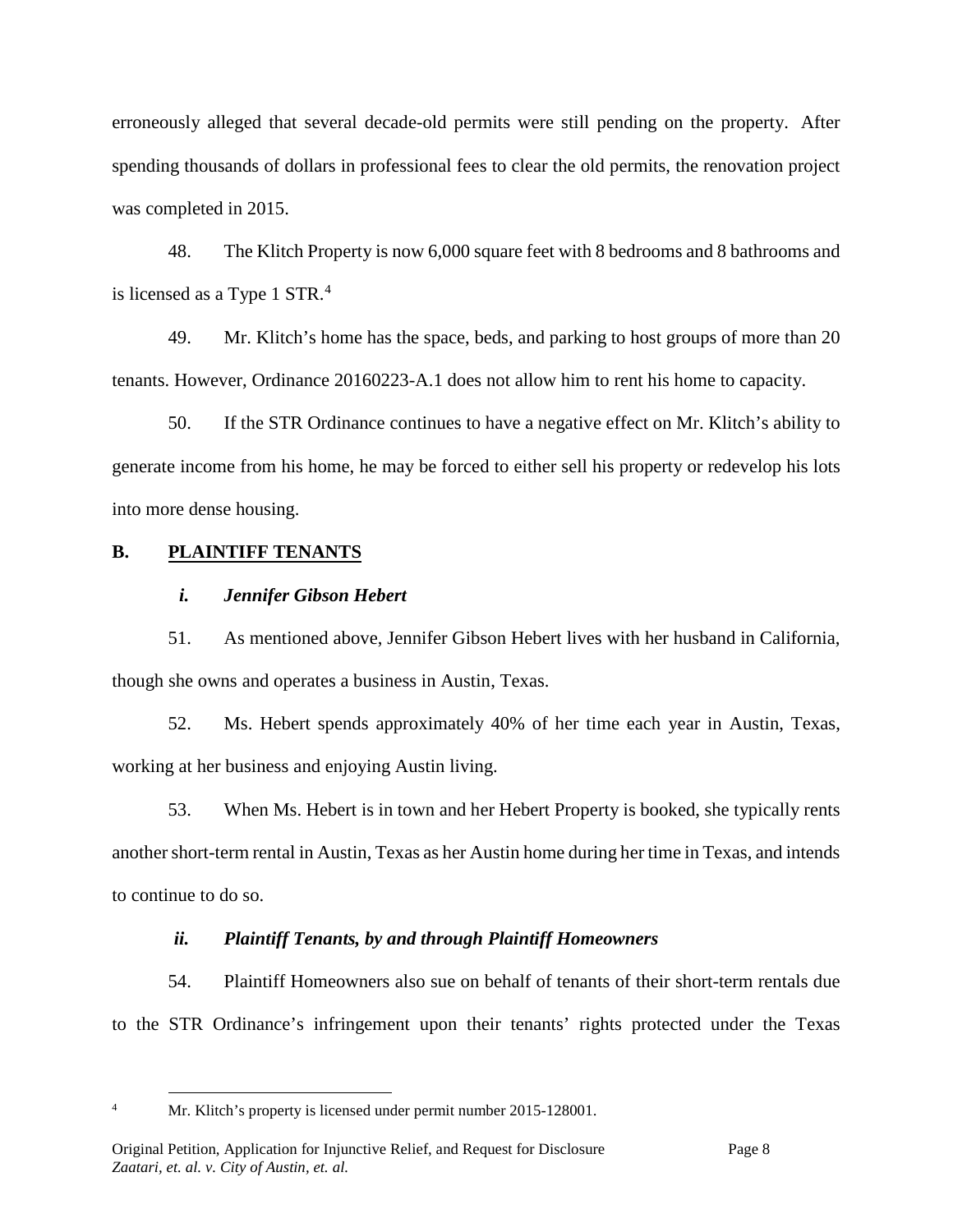erroneously alleged that several decade-old permits were still pending on the property. After spending thousands of dollars in professional fees to clear the old permits, the renovation project was completed in 2015.

48. The Klitch Property is now 6,000 square feet with 8 bedrooms and 8 bathrooms and is licensed as a Type 1 STR.[4]

49. Mr. Klitch's home has the space, beds, and parking to host groups of more than 20 tenants. However, Ordinance 20160223-A.1 does not allow him to rent his home to capacity.

50. If the STR Ordinance continues to have a negative effect on Mr. Klitch's ability to generate income from his home, he may be forced to either sell his property or redevelop his lots into more dense housing.

## B. PLAINTIFF TENANTS

### *i. Jennifer Gibson Hebert*

51. As mentioned above, Jennifer Gibson Hebert lives with her husband in California, though she owns and operates a business in Austin, Texas.

52. Ms. Hebert spends approximately 40% of her time each year in Austin, Texas, working at her business and enjoying Austin living.

53. When Ms. Hebert is in town and her Hebert Property is booked, she typically rents another short-term rental in Austin, Texas as her Austin home during her time in Texas, and intends to continue to do so.

### *ii. Plaintiff Tenants, by and through Plaintiff Homeowners*

54. Plaintiff Homeowners also sue on behalf of tenants of their short-term rentals due to the STR Ordinance's infringement upon their tenants' rights protected under the Texas

[4] Mr. Klitch's property is licensed under permit number 2015-128001.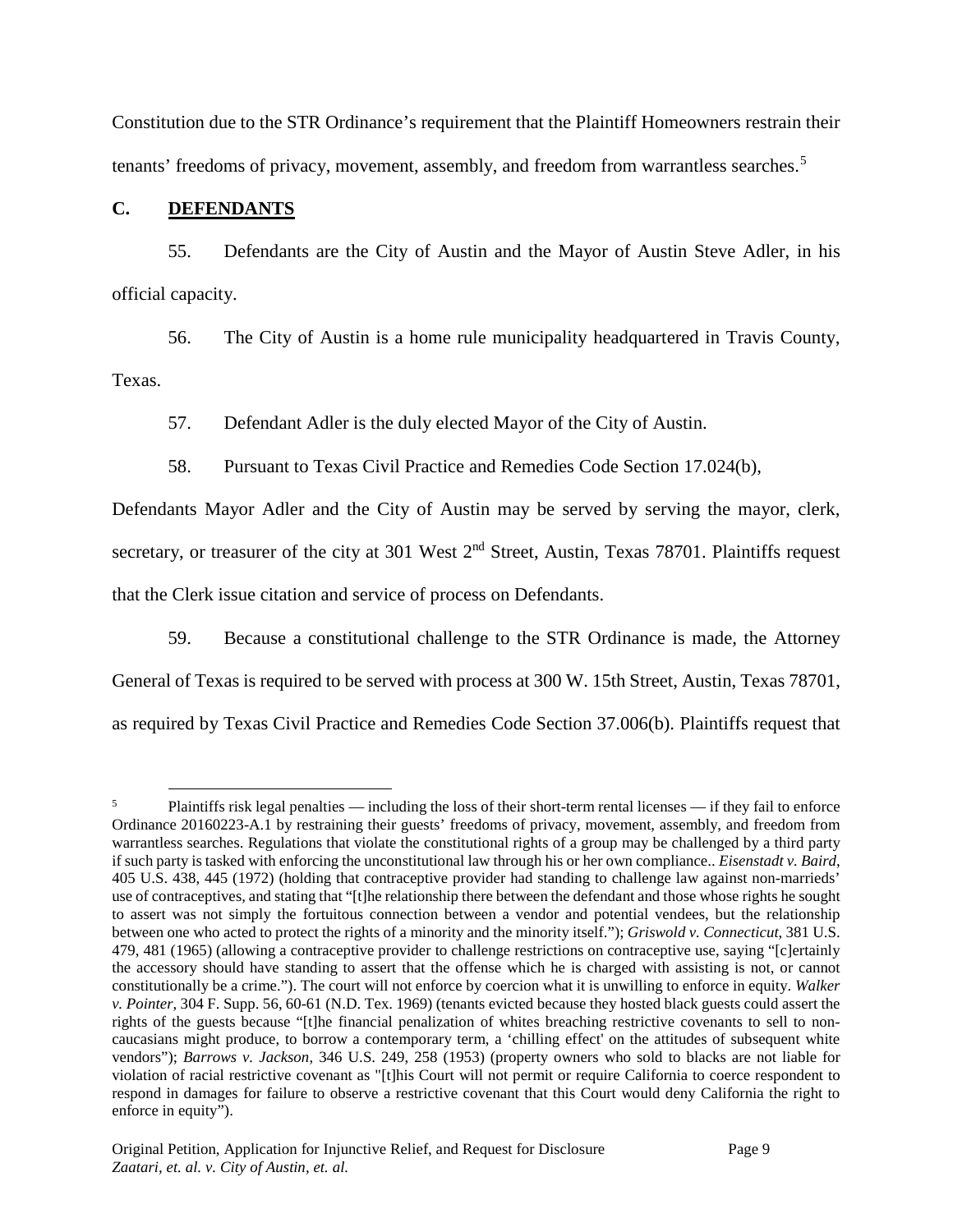Constitution due to the STR Ordinance's requirement that the Plaintiff Homeowners restrain their tenants' freedoms of privacy, movement, assembly, and freedom from warrantless searches.[5]

### C. DEFENDANTS

55. Defendants are the City of Austin and the Mayor of Austin Steve Adler, in his official capacity.

56. The City of Austin is a home rule municipality headquartered in Travis County, Texas.

57. Defendant Adler is the duly elected Mayor of the City of Austin.

58. Pursuant to Texas Civil Practice and Remedies Code Section 17.024(b), Defendants Mayor Adler and the City of Austin may be served by serving the mayor, clerk, secretary, or treasurer of the city at 301 West 2nd Street, Austin, Texas 78701. Plaintiffs request that the Clerk issue citation and service of process on Defendants.

59. Because a constitutional challenge to the STR Ordinance is made, the Attorney General of Texas is required to be served with process at 300 W. 15th Street, Austin, Texas 78701, as required by Texas Civil Practice and Remedies Code Section 37.006(b). Plaintiffs request that

---

[5] Plaintiffs risk legal penalties — including the loss of their short-term rental licenses — if they fail to enforce Ordinance 20160223-A.1 by restraining their guests' freedoms of privacy, movement, assembly, and freedom from warrantless searches. Regulations that violate the constitutional rights of a group may be challenged by a third party if such party is tasked with enforcing the unconstitutional law through his or her own compliance.. *Eisenstadt v. Baird*, 405 U.S. 438, 445 (1972) (holding that contraceptive provider had standing to challenge law against non-marrieds' use of contraceptives, and stating that "[t]he relationship there between the defendant and those whose rights he sought to assert was not simply the fortuitous connection between a vendor and potential vendees, but the relationship between one who acted to protect the rights of a minority and the minority itself."); *Griswold v. Connecticut*, 381 U.S. 479, 481 (1965) (allowing a contraceptive provider to challenge restrictions on contraceptive use, saying "[c]ertainly the accessory should have standing to assert that the offense which he is charged with assisting is not, or cannot constitutionally be a crime."). The court will not enforce by coercion what it is unwilling to enforce in equity. *Walker v. Pointer*, 304 F. Supp. 56, 60-61 (N.D. Tex. 1969) (tenants evicted because they hosted black guests could assert the rights of the guests because "[t]he financial penalization of whites breaching restrictive covenants to sell to non-caucasians might produce, to borrow a contemporary term, a 'chilling effect' on the attitudes of subsequent white vendors"); *Barrows v. Jackson*, 346 U.S. 249, 258 (1953) (property owners who sold to blacks are not liable for violation of racial restrictive covenant as "[t]his Court will not permit or require California to coerce respondent to respond in damages for failure to observe a restrictive covenant that this Court would deny California the right to enforce in equity").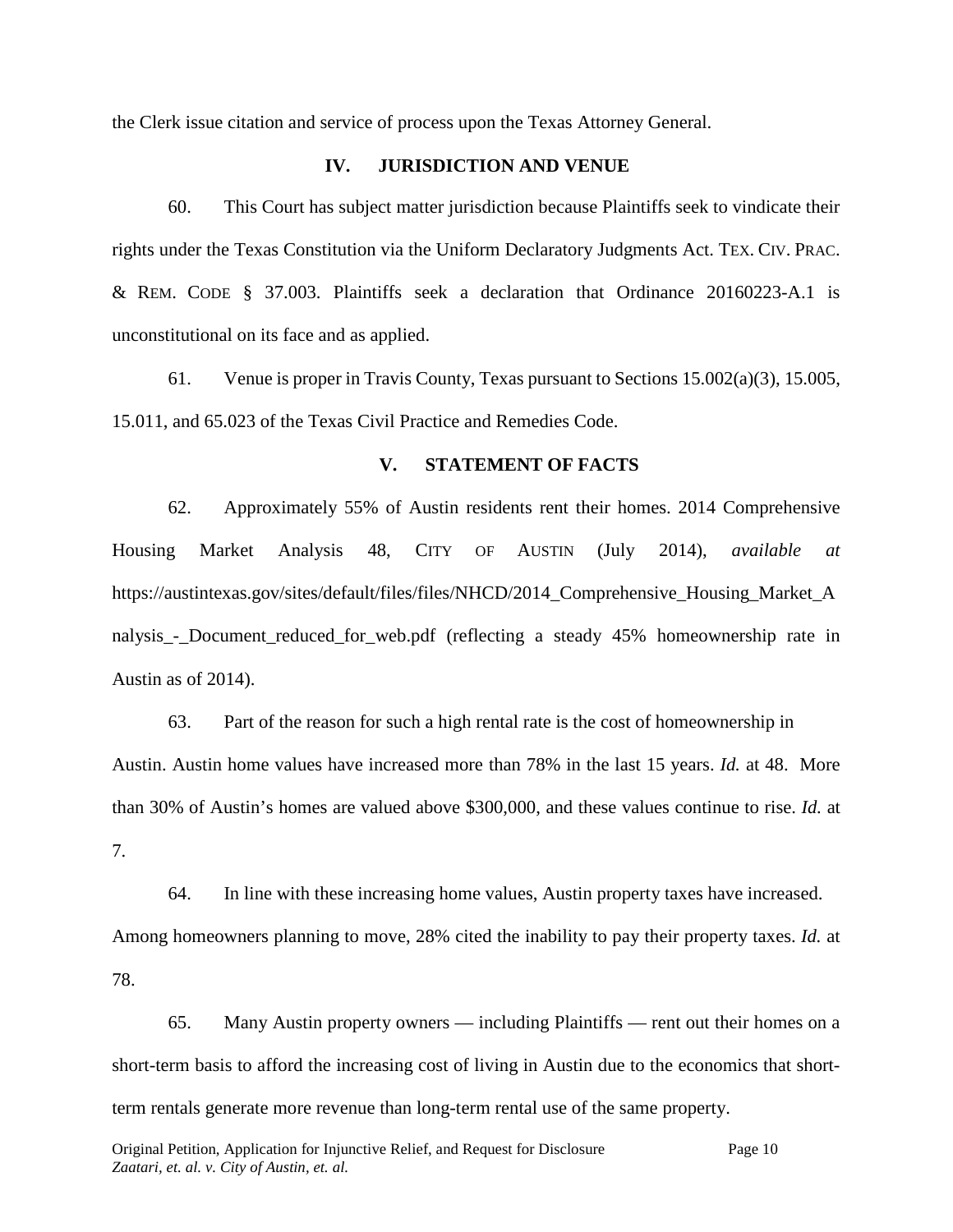the Clerk issue citation and service of process upon the Texas Attorney General.

## IV. JURISDICTION AND VENUE

60. This Court has subject matter jurisdiction because Plaintiffs seek to vindicate their rights under the Texas Constitution via the Uniform Declaratory Judgments Act. TEX. CIV. PRAC. & REM. CODE § 37.003. Plaintiffs seek a declaration that Ordinance 20160223-A.1 is unconstitutional on its face and as applied.

61. Venue is proper in Travis County, Texas pursuant to Sections 15.002(a)(3), 15.005, 15.011, and 65.023 of the Texas Civil Practice and Remedies Code.

## V. STATEMENT OF FACTS

62. Approximately 55% of Austin residents rent their homes. 2014 Comprehensive Housing Market Analysis 48, CITY OF AUSTIN (July 2014), *available at* https://austintexas.gov/sites/default/files/files/NHCD/2014_Comprehensive_Housing_Market_Analysis_-_Document_reduced_for_web.pdf (reflecting a steady 45% homeownership rate in Austin as of 2014).

63. Part of the reason for such a high rental rate is the cost of homeownership in Austin. Austin home values have increased more than 78% in the last 15 years. *Id.* at 48. More than 30% of Austin's homes are valued above $300,000, and these values continue to rise. *Id.* at 7.

64. In line with these increasing home values, Austin property taxes have increased. Among homeowners planning to move, 28% cited the inability to pay their property taxes. *Id.* at 78.

65. Many Austin property owners — including Plaintiffs — rent out their homes on a short-term basis to afford the increasing cost of living in Austin due to the economics that short-term rentals generate more revenue than long-term rental use of the same property.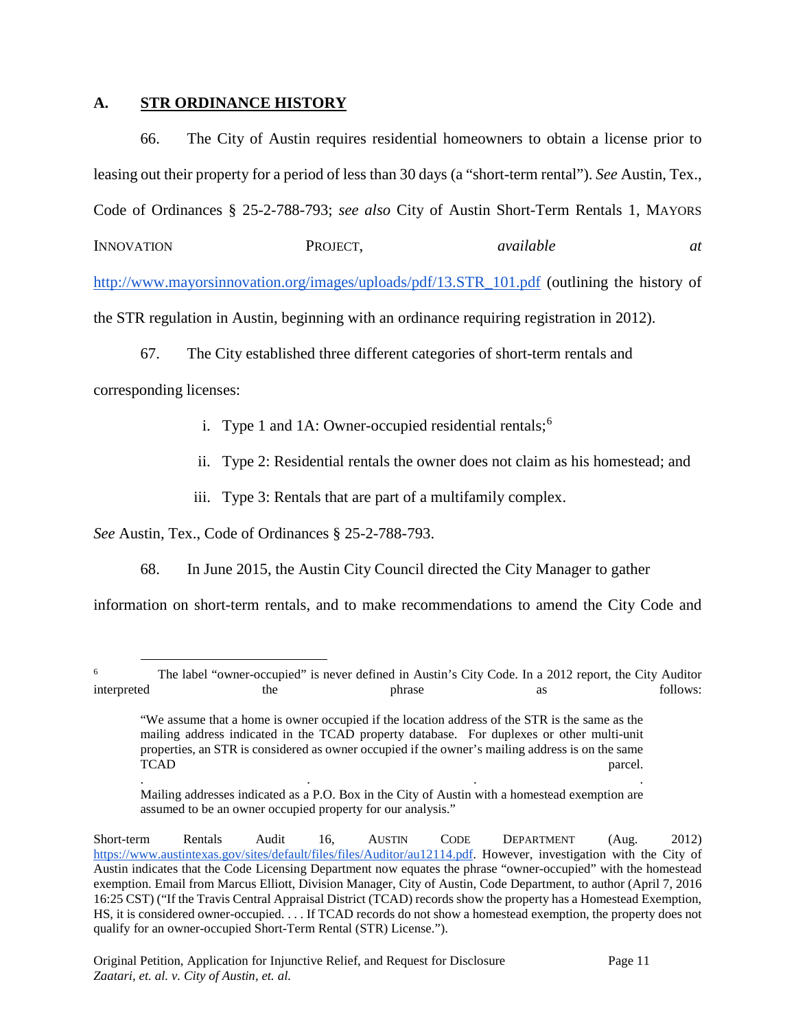## A. STR ORDINANCE HISTORY

66. The City of Austin requires residential homeowners to obtain a license prior to leasing out their property for a period of less than 30 days (a "short-term rental"). *See* Austin, Tex., Code of Ordinances § 25-2-788-793; *see also* City of Austin Short-Term Rentals 1, MAYORS INNOVATION PROJECT, *available at* http://www.mayorsinnovation.org/images/uploads/pdf/13.STR_101.pdf (outlining the history of the STR regulation in Austin, beginning with an ordinance requiring registration in 2012).

67. The City established three different categories of short-term rentals and corresponding licenses:

i. Type 1 and 1A: Owner-occupied residential rentals;[6]

ii. Type 2: Residential rentals the owner does not claim as his homestead; and

iii. Type 3: Rentals that are part of a multifamily complex.

*See* Austin, Tex., Code of Ordinances § 25-2-788-793.

68. In June 2015, the Austin City Council directed the City Manager to gather information on short-term rentals, and to make recommendations to amend the City Code and

---

[6] The label "owner-occupied" is never defined in Austin's City Code. In a 2012 report, the City Auditor interpreted the phrase as follows:

> "We assume that a home is owner occupied if the location address of the STR is the same as the mailing address indicated in the TCAD property database. For duplexes or other multi-unit properties, an STR is considered as owner occupied if the owner's mailing address is on the same TCAD parcel.
> . . . .
> Mailing addresses indicated as a P.O. Box in the City of Austin with a homestead exemption are assumed to be an owner occupied property for our analysis."

Short-term Rentals Audit 16, AUSTIN CODE DEPARTMENT (Aug. 2012) https://www.austintexas.gov/sites/default/files/files/Auditor/au12114.pdf. However, investigation with the City of Austin indicates that the Code Licensing Department now equates the phrase "owner-occupied" with the homestead exemption. Email from Marcus Elliott, Division Manager, City of Austin, Code Department, to author (April 7, 2016 16:25 CST) ("If the Travis Central Appraisal District (TCAD) records show the property has a Homestead Exemption, HS, it is considered owner-occupied. . . . If TCAD records do not show a homestead exemption, the property does not qualify for an owner-occupied Short-Term Rental (STR) License.").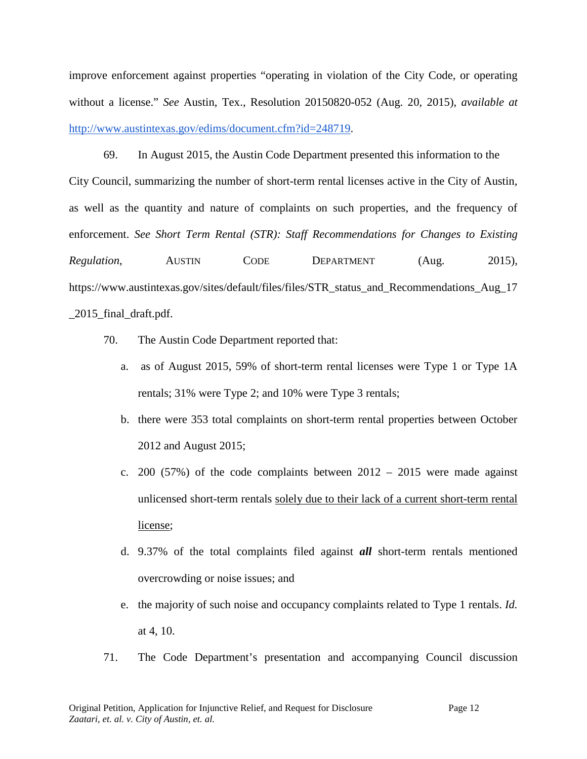improve enforcement against properties "operating in violation of the City Code, or operating without a license." *See* Austin, Tex., Resolution 20150820-052 (Aug. 20, 2015), *available at* http://www.austintexas.gov/edims/document.cfm?id=248719.

69. In August 2015, the Austin Code Department presented this information to the City Council, summarizing the number of short-term rental licenses active in the City of Austin, as well as the quantity and nature of complaints on such properties, and the frequency of enforcement. *See Short Term Rental (STR): Staff Recommendations for Changes to Existing Regulation*, AUSTIN CODE DEPARTMENT (Aug. 2015), https://www.austintexas.gov/sites/default/files/files/STR_status_and_Recommendations_Aug_17_2015_final_draft.pdf.

70. The Austin Code Department reported that:

a. as of August 2015, 59% of short-term rental licenses were Type 1 or Type 1A rentals; 31% were Type 2; and 10% were Type 3 rentals;

b. there were 353 total complaints on short-term rental properties between October 2012 and August 2015;

c. 200 (57%) of the code complaints between 2012 – 2015 were made against unlicensed short-term rentals <u>solely due to their lack of a current short-term rental license</u>;

d. 9.37% of the total complaints filed against ***all*** short-term rentals mentioned overcrowding or noise issues; and

e. the majority of such noise and occupancy complaints related to Type 1 rentals. *Id.* at 4, 10.

71. The Code Department's presentation and accompanying Council discussion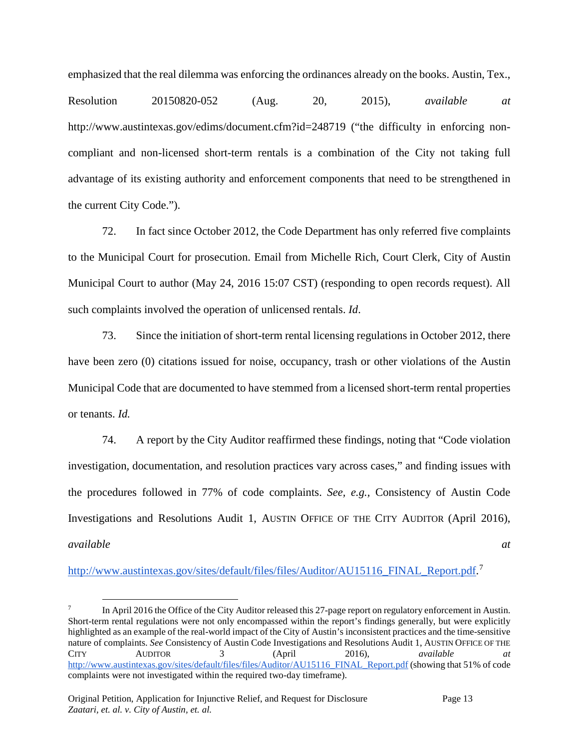emphasized that the real dilemma was enforcing the ordinances already on the books. Austin, Tex., Resolution 20150820-052 (Aug. 20, 2015), *available at* http://www.austintexas.gov/edims/document.cfm?id=248719 ("the difficulty in enforcing non-compliant and non-licensed short-term rentals is a combination of the City not taking full advantage of its existing authority and enforcement components that need to be strengthened in the current City Code.").

72. In fact since October 2012, the Code Department has only referred five complaints to the Municipal Court for prosecution. Email from Michelle Rich, Court Clerk, City of Austin Municipal Court to author (May 24, 2016 15:07 CST) (responding to open records request). All such complaints involved the operation of unlicensed rentals. *Id*.

73. Since the initiation of short-term rental licensing regulations in October 2012, there have been zero (0) citations issued for noise, occupancy, trash or other violations of the Austin Municipal Code that are documented to have stemmed from a licensed short-term rental properties or tenants. *Id.*

74. A report by the City Auditor reaffirmed these findings, noting that "Code violation investigation, documentation, and resolution practices vary across cases," and finding issues with the procedures followed in 77% of code complaints. *See*, *e.g.*, Consistency of Austin Code Investigations and Resolutions Audit 1, AUSTIN OFFICE OF THE CITY AUDITOR (April 2016), *available at* http://www.austintexas.gov/sites/default/files/files/Auditor/AU15116_FINAL_Report.pdf.[7]

---

[7] In April 2016 the Office of the City Auditor released this 27-page report on regulatory enforcement in Austin. Short-term rental regulations were not only encompassed within the report's findings generally, but were explicitly highlighted as an example of the real-world impact of the City of Austin's inconsistent practices and the time-sensitive nature of complaints. *See* Consistency of Austin Code Investigations and Resolutions Audit 1, AUSTIN OFFICE OF THE CITY AUDITOR 3 (April 2016), *available at* http://www.austintexas.gov/sites/default/files/files/Auditor/AU15116_FINAL_Report.pdf (showing that 51% of code complaints were not investigated within the required two-day timeframe).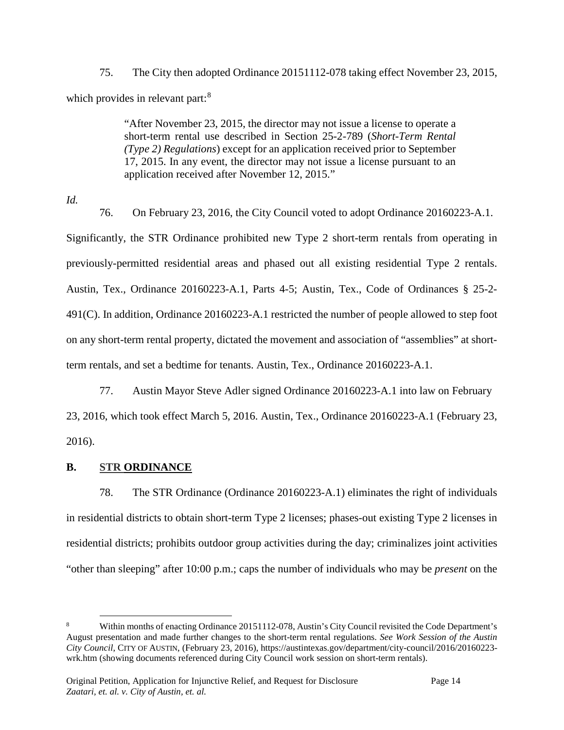75. The City then adopted Ordinance 20151112-078 taking effect November 23, 2015, which provides in relevant part:[8]

> "After November 23, 2015, the director may not issue a license to operate a short-term rental use described in Section 25-2-789 (*Short-Term Rental (Type 2) Regulations*) except for an application received prior to September 17, 2015. In any event, the director may not issue a license pursuant to an application received after November 12, 2015."

*Id.*

76. On February 23, 2016, the City Council voted to adopt Ordinance 20160223-A.1. Significantly, the STR Ordinance prohibited new Type 2 short-term rentals from operating in previously-permitted residential areas and phased out all existing residential Type 2 rentals. Austin, Tex., Ordinance 20160223-A.1, Parts 4-5; Austin, Tex., Code of Ordinances § 25-2-491(C). In addition, Ordinance 20160223-A.1 restricted the number of people allowed to step foot on any short-term rental property, dictated the movement and association of "assemblies" at short-term rentals, and set a bedtime for tenants. Austin, Tex., Ordinance 20160223-A.1.

77. Austin Mayor Steve Adler signed Ordinance 20160223-A.1 into law on February 23, 2016, which took effect March 5, 2016. Austin, Tex., Ordinance 20160223-A.1 (February 23, 2016).

## B. STR ORDINANCE

78. The STR Ordinance (Ordinance 20160223-A.1) eliminates the right of individuals in residential districts to obtain short-term Type 2 licenses; phases-out existing Type 2 licenses in residential districts; prohibits outdoor group activities during the day; criminalizes joint activities "other than sleeping" after 10:00 p.m.; caps the number of individuals who may be *present* on the

---

[8] Within months of enacting Ordinance 20151112-078, Austin's City Council revisited the Code Department's August presentation and made further changes to the short-term rental regulations. *See Work Session of the Austin City Council*, CITY OF AUSTIN, (February 23, 2016), https://austintexas.gov/department/city-council/2016/20160223-wrk.htm (showing documents referenced during City Council work session on short-term rentals).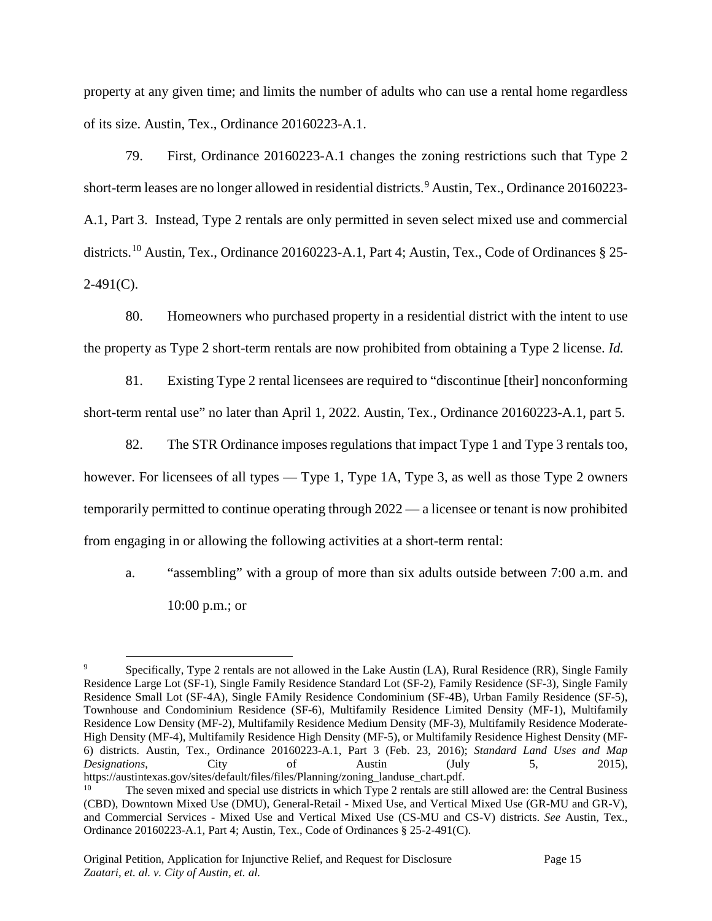property at any given time; and limits the number of adults who can use a rental home regardless of its size. Austin, Tex., Ordinance 20160223-A.1.

79. First, Ordinance 20160223-A.1 changes the zoning restrictions such that Type 2 short-term leases are no longer allowed in residential districts.[9] Austin, Tex., Ordinance 20160223-A.1, Part 3. Instead, Type 2 rentals are only permitted in seven select mixed use and commercial districts.[10] Austin, Tex., Ordinance 20160223-A.1, Part 4; Austin, Tex., Code of Ordinances § 25-2-491(C).

80. Homeowners who purchased property in a residential district with the intent to use the property as Type 2 short-term rentals are now prohibited from obtaining a Type 2 license. *Id.*

81. Existing Type 2 rental licensees are required to "discontinue [their] nonconforming short-term rental use" no later than April 1, 2022. Austin, Tex., Ordinance 20160223-A.1, part 5.

82. The STR Ordinance imposes regulations that impact Type 1 and Type 3 rentals too, however. For licensees of all types — Type 1, Type 1A, Type 3, as well as those Type 2 owners temporarily permitted to continue operating through 2022 — a licensee or tenant is now prohibited from engaging in or allowing the following activities at a short-term rental:

a. "assembling" with a group of more than six adults outside between 7:00 a.m. and 10:00 p.m.; or

---

[9] Specifically, Type 2 rentals are not allowed in the Lake Austin (LA), Rural Residence (RR), Single Family Residence Large Lot (SF-1), Single Family Residence Standard Lot (SF-2), Family Residence (SF-3), Single Family Residence Small Lot (SF-4A), Single FAmily Residence Condominium (SF-4B), Urban Family Residence (SF-5), Townhouse and Condominium Residence (SF-6), Multifamily Residence Limited Density (MF-1), Multifamily Residence Low Density (MF-2), Multifamily Residence Medium Density (MF-3), Multifamily Residence Moderate-High Density (MF-4), Multifamily Residence High Density (MF-5), or Multifamily Residence Highest Density (MF-6) districts. Austin, Tex., Ordinance 20160223-A.1, Part 3 (Feb. 23, 2016); *Standard Land Uses and Map Designations*, City of Austin (July 5, 2015), https://austintexas.gov/sites/default/files/files/Planning/zoning_landuse_chart.pdf.

[10] The seven mixed and special use districts in which Type 2 rentals are still allowed are: the Central Business (CBD), Downtown Mixed Use (DMU), General-Retail - Mixed Use, and Vertical Mixed Use (GR-MU and GR-V), and Commercial Services - Mixed Use and Vertical Mixed Use (CS-MU and CS-V) districts. *See* Austin, Tex., Ordinance 20160223-A.1, Part 4; Austin, Tex., Code of Ordinances § 25-2-491(C).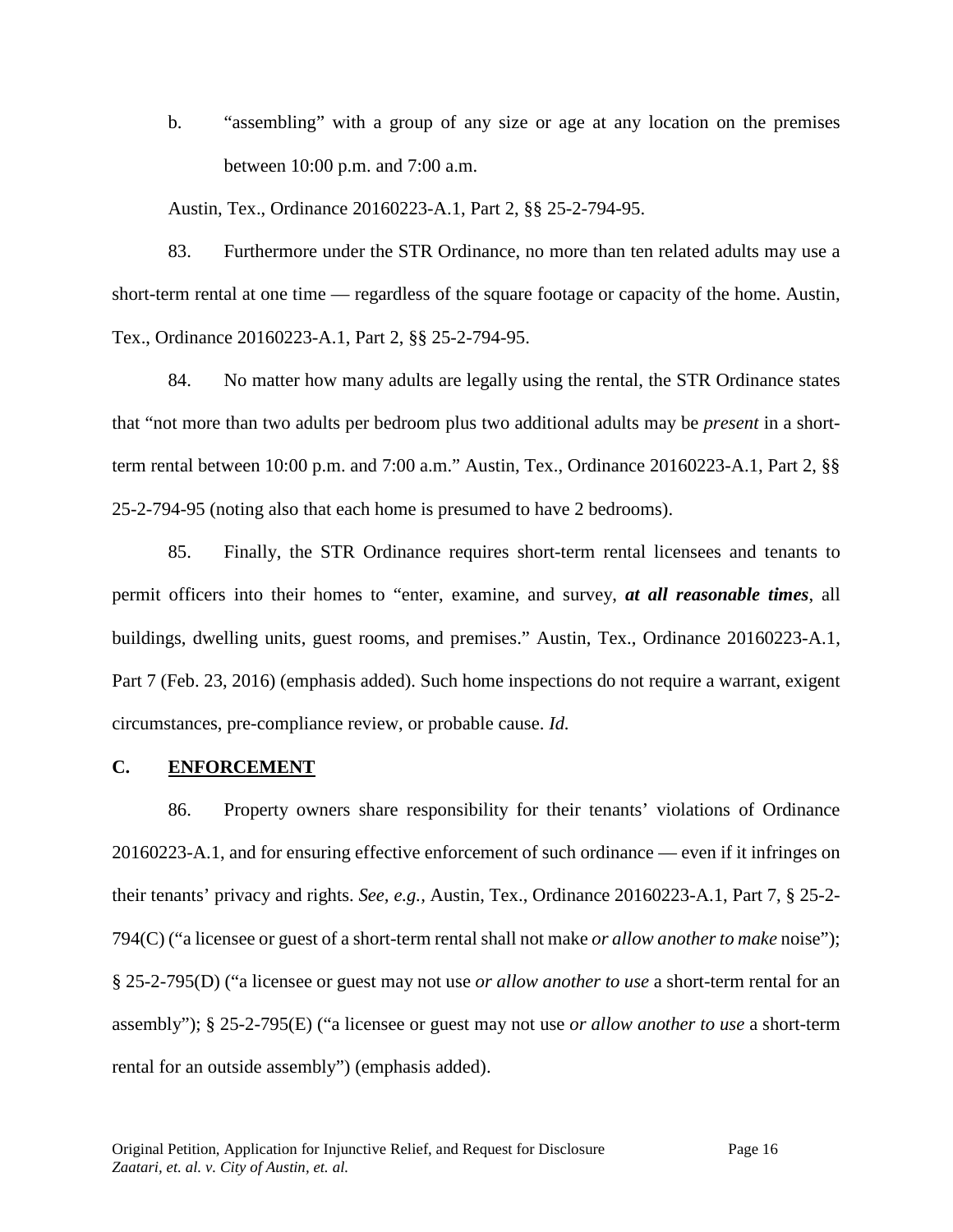b. "assembling" with a group of any size or age at any location on the premises between 10:00 p.m. and 7:00 a.m.

Austin, Tex., Ordinance 20160223-A.1, Part 2, §§ 25-2-794-95.

83. Furthermore under the STR Ordinance, no more than ten related adults may use a short-term rental at one time — regardless of the square footage or capacity of the home. Austin, Tex., Ordinance 20160223-A.1, Part 2, §§ 25-2-794-95.

84. No matter how many adults are legally using the rental, the STR Ordinance states that "not more than two adults per bedroom plus two additional adults may be *present* in a short-term rental between 10:00 p.m. and 7:00 a.m." Austin, Tex., Ordinance 20160223-A.1, Part 2, §§ 25-2-794-95 (noting also that each home is presumed to have 2 bedrooms).

85. Finally, the STR Ordinance requires short-term rental licensees and tenants to permit officers into their homes to "enter, examine, and survey, ***at all reasonable times***, all buildings, dwelling units, guest rooms, and premises." Austin, Tex., Ordinance 20160223-A.1, Part 7 (Feb. 23, 2016) (emphasis added). Such home inspections do not require a warrant, exigent circumstances, pre-compliance review, or probable cause. *Id.*

## C. ENFORCEMENT

86. Property owners share responsibility for their tenants' violations of Ordinance 20160223-A.1, and for ensuring effective enforcement of such ordinance — even if it infringes on their tenants' privacy and rights. *See, e.g.*, Austin, Tex., Ordinance 20160223-A.1, Part 7, § 25-2-794(C) ("a licensee or guest of a short-term rental shall not make *or allow another to make* noise"); § 25-2-795(D) ("a licensee or guest may not use *or allow another to use* a short-term rental for an assembly"); § 25-2-795(E) ("a licensee or guest may not use *or allow another to use* a short-term rental for an outside assembly") (emphasis added).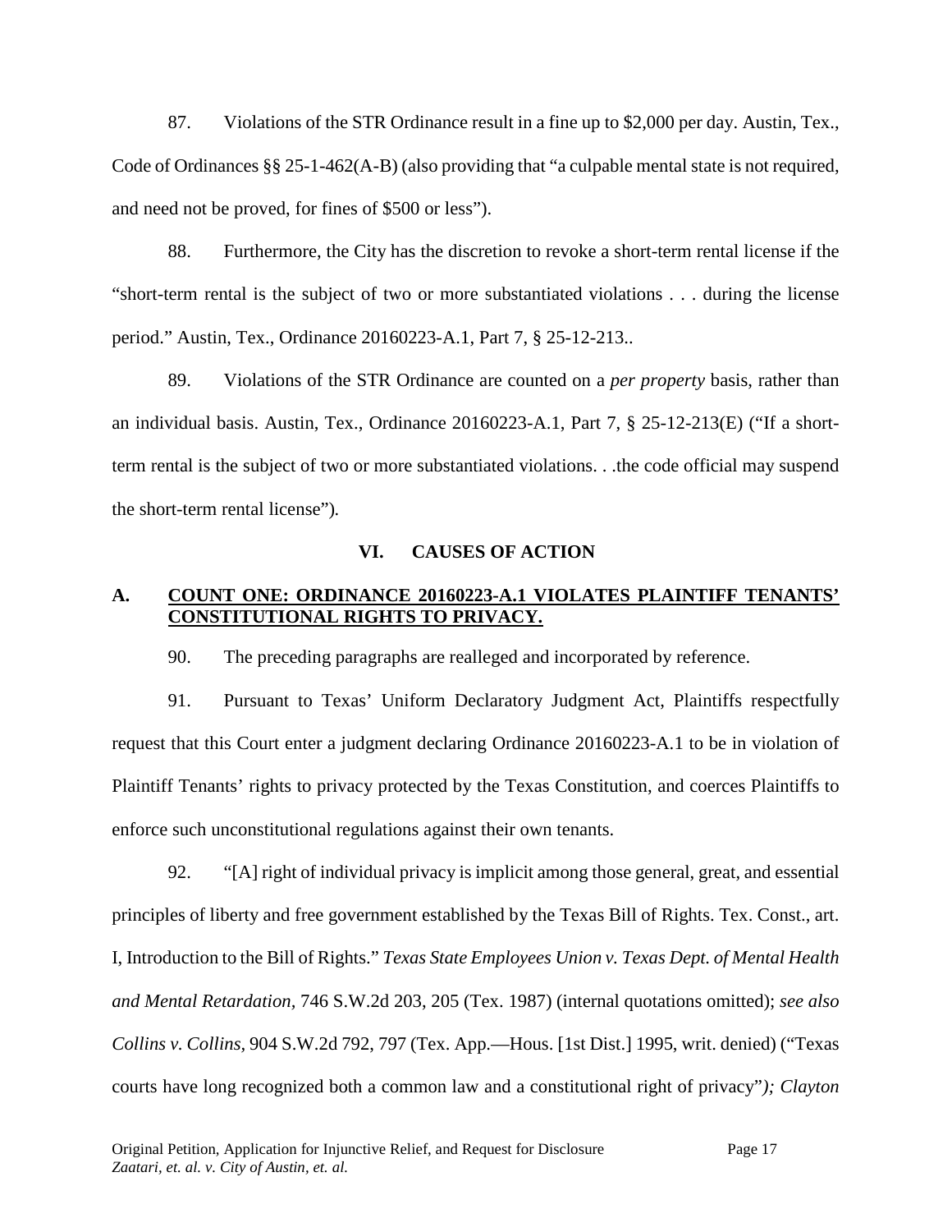87. Violations of the STR Ordinance result in a fine up to $2,000 per day. Austin, Tex., Code of Ordinances §§ 25-1-462(A-B) (also providing that "a culpable mental state is not required, and need not be proved, for fines of $500 or less").

88. Furthermore, the City has the discretion to revoke a short-term rental license if the "short-term rental is the subject of two or more substantiated violations . . . during the license period." Austin, Tex., Ordinance 20160223-A.1, Part 7, § 25-12-213..

89. Violations of the STR Ordinance are counted on a *per property* basis, rather than an individual basis. Austin, Tex., Ordinance 20160223-A.1, Part 7, § 25-12-213(E) ("If a short-term rental is the subject of two or more substantiated violations. . .the code official may suspend the short-term rental license").

## VI. CAUSES OF ACTION

### A. COUNT ONE: ORDINANCE 20160223-A.1 VIOLATES PLAINTIFF TENANTS' CONSTITUTIONAL RIGHTS TO PRIVACY.

90. The preceding paragraphs are realleged and incorporated by reference.

91. Pursuant to Texas' Uniform Declaratory Judgment Act, Plaintiffs respectfully request that this Court enter a judgment declaring Ordinance 20160223-A.1 to be in violation of Plaintiff Tenants' rights to privacy protected by the Texas Constitution, and coerces Plaintiffs to enforce such unconstitutional regulations against their own tenants.

92. "[A] right of individual privacy is implicit among those general, great, and essential principles of liberty and free government established by the Texas Bill of Rights. Tex. Const., art. I, Introduction to the Bill of Rights." *Texas State Employees Union v. Texas Dept. of Mental Health and Mental Retardation*, 746 S.W.2d 203, 205 (Tex. 1987) (internal quotations omitted); *see also Collins v. Collins*, 904 S.W.2d 792, 797 (Tex. App.—Hous. [1st Dist.] 1995, writ. denied) ("Texas courts have long recognized both a common law and a constitutional right of privacy"*); Clayton*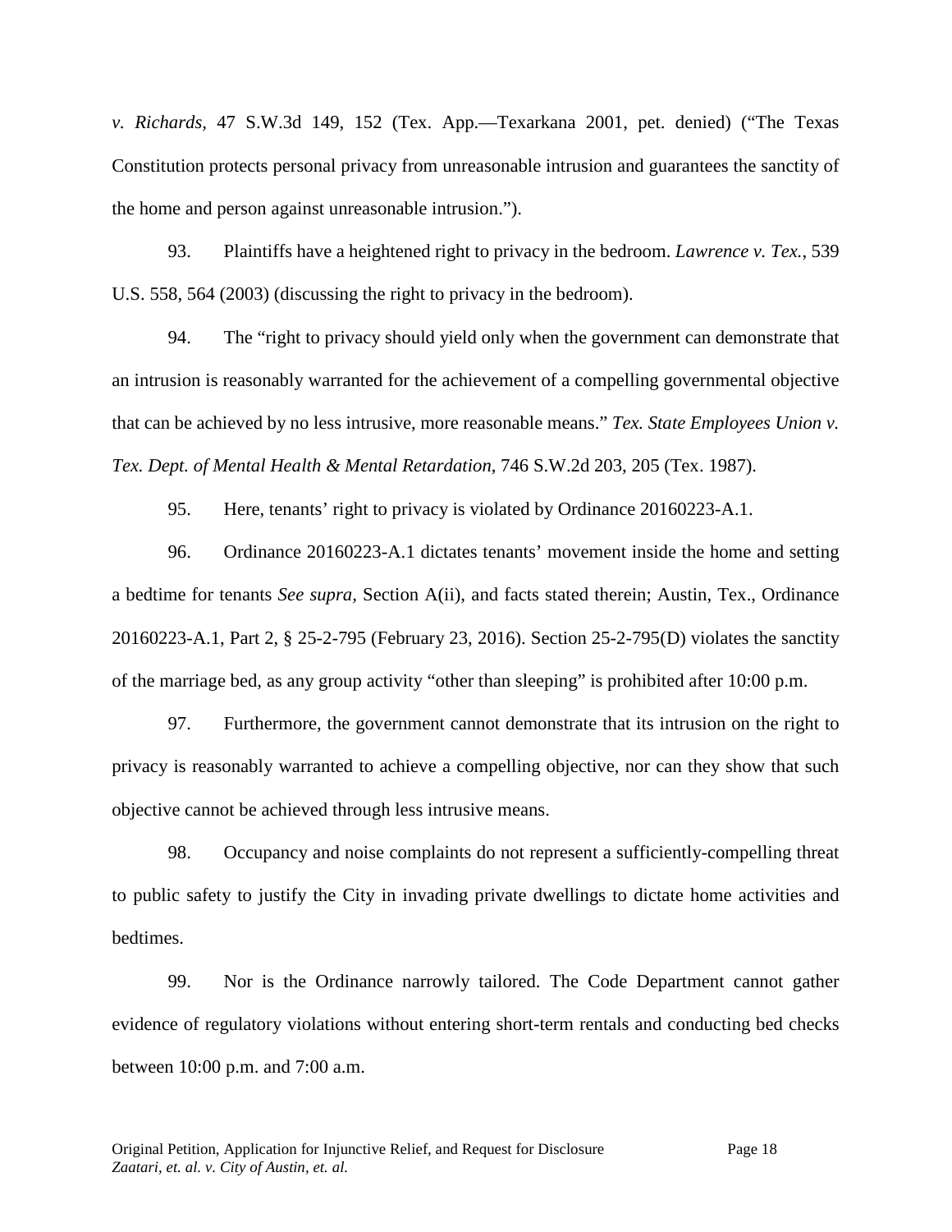*v. Richards*, 47 S.W.3d 149, 152 (Tex. App.—Texarkana 2001, pet. denied) ("The Texas Constitution protects personal privacy from unreasonable intrusion and guarantees the sanctity of the home and person against unreasonable intrusion.").

93. Plaintiffs have a heightened right to privacy in the bedroom. *Lawrence v. Tex.*, 539 U.S. 558, 564 (2003) (discussing the right to privacy in the bedroom).

94. The "right to privacy should yield only when the government can demonstrate that an intrusion is reasonably warranted for the achievement of a compelling governmental objective that can be achieved by no less intrusive, more reasonable means." *Tex. State Employees Union v. Tex. Dept. of Mental Health & Mental Retardation*, 746 S.W.2d 203, 205 (Tex. 1987).

95. Here, tenants' right to privacy is violated by Ordinance 20160223-A.1.

96. Ordinance 20160223-A.1 dictates tenants' movement inside the home and setting a bedtime for tenants *See supra,* Section A(ii), and facts stated therein; Austin, Tex., Ordinance 20160223-A.1, Part 2, § 25-2-795 (February 23, 2016). Section 25-2-795(D) violates the sanctity of the marriage bed, as any group activity "other than sleeping" is prohibited after 10:00 p.m.

97. Furthermore, the government cannot demonstrate that its intrusion on the right to privacy is reasonably warranted to achieve a compelling objective, nor can they show that such objective cannot be achieved through less intrusive means.

98. Occupancy and noise complaints do not represent a sufficiently-compelling threat to public safety to justify the City in invading private dwellings to dictate home activities and bedtimes.

99. Nor is the Ordinance narrowly tailored. The Code Department cannot gather evidence of regulatory violations without entering short-term rentals and conducting bed checks between 10:00 p.m. and 7:00 a.m.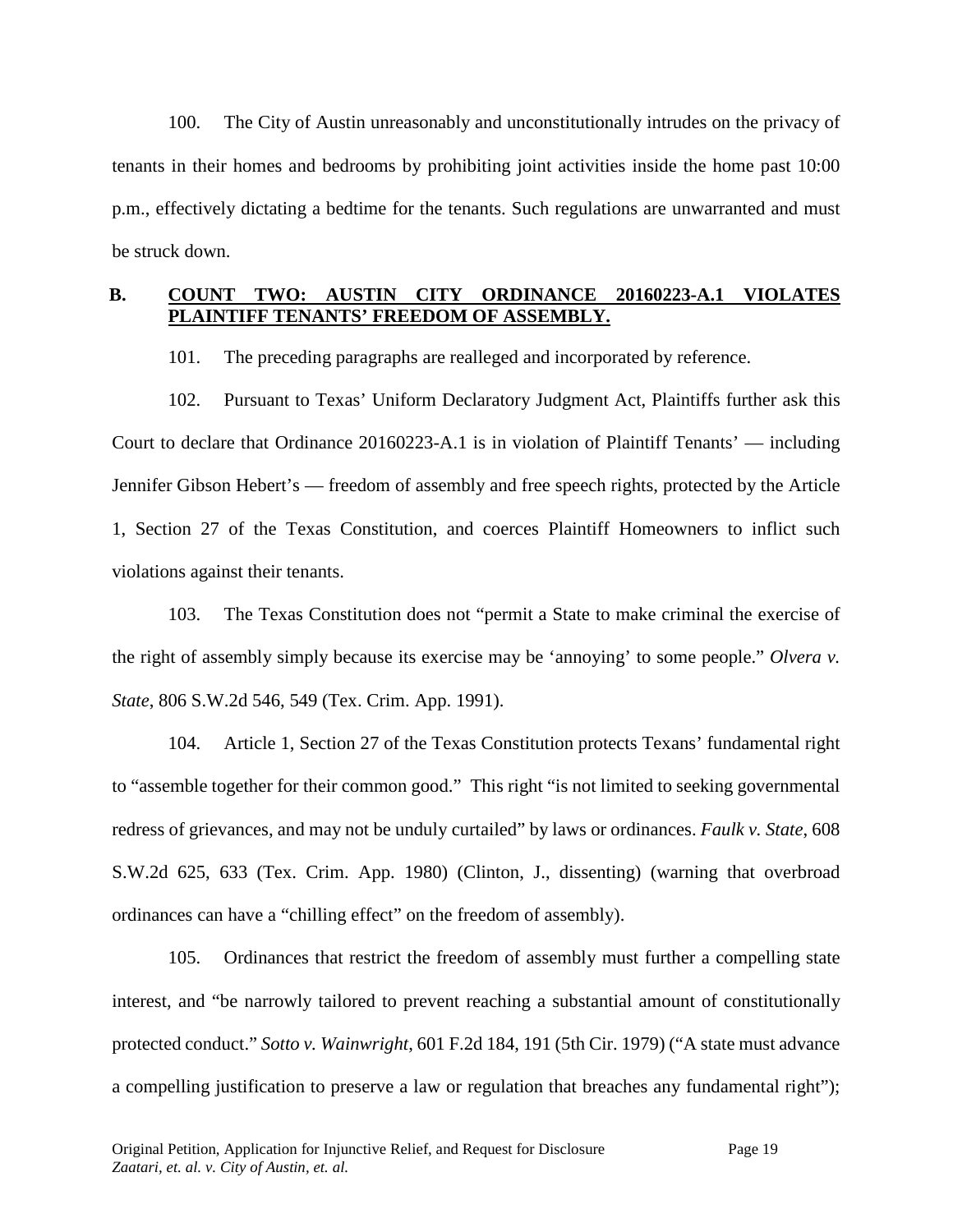100. The City of Austin unreasonably and unconstitutionally intrudes on the privacy of tenants in their homes and bedrooms by prohibiting joint activities inside the home past 10:00 p.m., effectively dictating a bedtime for the tenants. Such regulations are unwarranted and must be struck down.

### B. COUNT TWO: AUSTIN CITY ORDINANCE 20160223-A.1 VIOLATES PLAINTIFF TENANTS' FREEDOM OF ASSEMBLY.

101. The preceding paragraphs are realleged and incorporated by reference.

102. Pursuant to Texas' Uniform Declaratory Judgment Act, Plaintiffs further ask this Court to declare that Ordinance 20160223-A.1 is in violation of Plaintiff Tenants' — including Jennifer Gibson Hebert's — freedom of assembly and free speech rights, protected by the Article 1, Section 27 of the Texas Constitution, and coerces Plaintiff Homeowners to inflict such violations against their tenants.

103. The Texas Constitution does not "permit a State to make criminal the exercise of the right of assembly simply because its exercise may be 'annoying' to some people." *Olvera v. State*, 806 S.W.2d 546, 549 (Tex. Crim. App. 1991).

104. Article 1, Section 27 of the Texas Constitution protects Texans' fundamental right to "assemble together for their common good." This right "is not limited to seeking governmental redress of grievances, and may not be unduly curtailed" by laws or ordinances. *Faulk v. State*, 608 S.W.2d 625, 633 (Tex. Crim. App. 1980) (Clinton, J., dissenting) (warning that overbroad ordinances can have a "chilling effect" on the freedom of assembly).

105. Ordinances that restrict the freedom of assembly must further a compelling state interest, and "be narrowly tailored to prevent reaching a substantial amount of constitutionally protected conduct." *Sotto v. Wainwright*, 601 F.2d 184, 191 (5th Cir. 1979) ("A state must advance a compelling justification to preserve a law or regulation that breaches any fundamental right");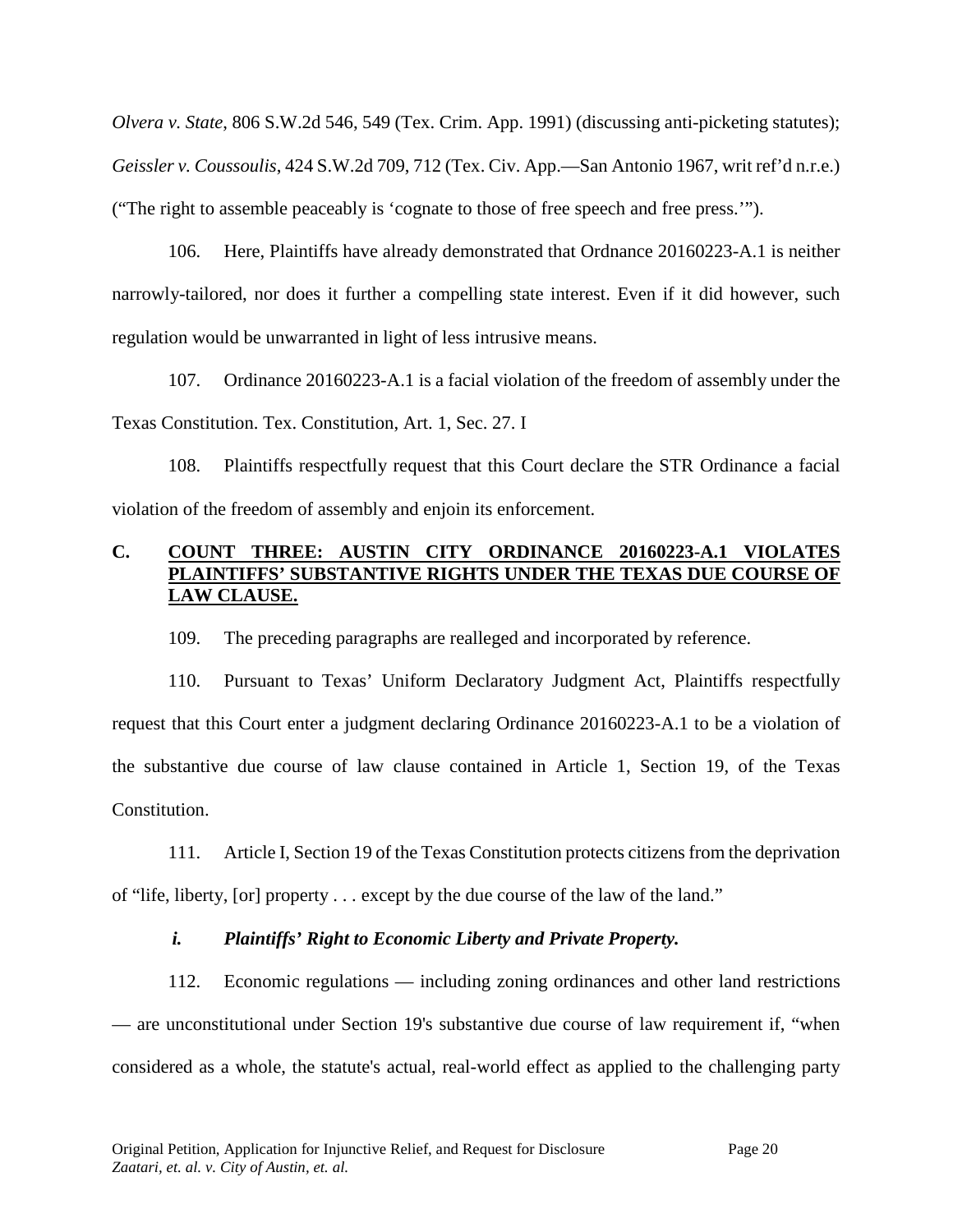*Olvera v. State*, 806 S.W.2d 546, 549 (Tex. Crim. App. 1991) (discussing anti-picketing statutes); *Geissler v. Coussoulis*, 424 S.W.2d 709, 712 (Tex. Civ. App.—San Antonio 1967, writ ref'd n.r.e.) ("The right to assemble peaceably is 'cognate to those of free speech and free press.'").

106. Here, Plaintiffs have already demonstrated that Ordnance 20160223-A.1 is neither narrowly-tailored, nor does it further a compelling state interest. Even if it did however, such regulation would be unwarranted in light of less intrusive means.

107. Ordinance 20160223-A.1 is a facial violation of the freedom of assembly under the Texas Constitution. Tex. Constitution, Art. 1, Sec. 27. I

108. Plaintiffs respectfully request that this Court declare the STR Ordinance a facial violation of the freedom of assembly and enjoin its enforcement.

## C. COUNT THREE: AUSTIN CITY ORDINANCE 20160223-A.1 VIOLATES PLAINTIFFS' SUBSTANTIVE RIGHTS UNDER THE TEXAS DUE COURSE OF LAW CLAUSE.

109. The preceding paragraphs are realleged and incorporated by reference.

110. Pursuant to Texas' Uniform Declaratory Judgment Act, Plaintiffs respectfully request that this Court enter a judgment declaring Ordinance 20160223-A.1 to be a violation of the substantive due course of law clause contained in Article 1, Section 19, of the Texas Constitution.

111. Article I, Section 19 of the Texas Constitution protects citizens from the deprivation of "life, liberty, [or] property . . . except by the due course of the law of the land."

### *i. Plaintiffs' Right to Economic Liberty and Private Property.*

112. Economic regulations — including zoning ordinances and other land restrictions — are unconstitutional under Section 19's substantive due course of law requirement if, "when considered as a whole, the statute's actual, real-world effect as applied to the challenging party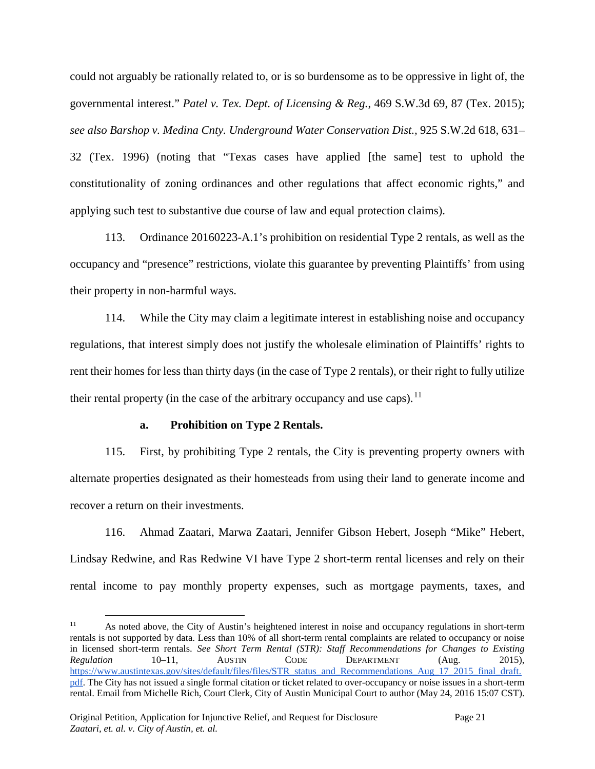could not arguably be rationally related to, or is so burdensome as to be oppressive in light of, the governmental interest." *Patel v. Tex. Dept. of Licensing & Reg.*, 469 S.W.3d 69, 87 (Tex. 2015); *see also Barshop v. Medina Cnty. Underground Water Conservation Dist.*, 925 S.W.2d 618, 631–32 (Tex. 1996) (noting that "Texas cases have applied [the same] test to uphold the constitutionality of zoning ordinances and other regulations that affect economic rights," and applying such test to substantive due course of law and equal protection claims).

113. Ordinance 20160223-A.1's prohibition on residential Type 2 rentals, as well as the occupancy and "presence" restrictions, violate this guarantee by preventing Plaintiffs' from using their property in non-harmful ways.

114. While the City may claim a legitimate interest in establishing noise and occupancy regulations, that interest simply does not justify the wholesale elimination of Plaintiffs' rights to rent their homes for less than thirty days (in the case of Type 2 rentals), or their right to fully utilize their rental property (in the case of the arbitrary occupancy and use caps).[11]

**a. Prohibition on Type 2 Rentals.**

115. First, by prohibiting Type 2 rentals, the City is preventing property owners with alternate properties designated as their homesteads from using their land to generate income and recover a return on their investments.

116. Ahmad Zaatari, Marwa Zaatari, Jennifer Gibson Hebert, Joseph "Mike" Hebert, Lindsay Redwine, and Ras Redwine VI have Type 2 short-term rental licenses and rely on their rental income to pay monthly property expenses, such as mortgage payments, taxes, and

---

[11] As noted above, the City of Austin's heightened interest in noise and occupancy regulations in short-term rentals is not supported by data. Less than 10% of all short-term rental complaints are related to occupancy or noise in licensed short-term rentals. *See Short Term Rental (STR): Staff Recommendations for Changes to Existing Regulation* 10–11, AUSTIN CODE DEPARTMENT (Aug. 2015), https://www.austintexas.gov/sites/default/files/files/STR_status_and_Recommendations_Aug_17_2015_final_draft.pdf. The City has not issued a single formal citation or ticket related to over-occupancy or noise issues in a short-term rental. Email from Michelle Rich, Court Clerk, City of Austin Municipal Court to author (May 24, 2016 15:07 CST).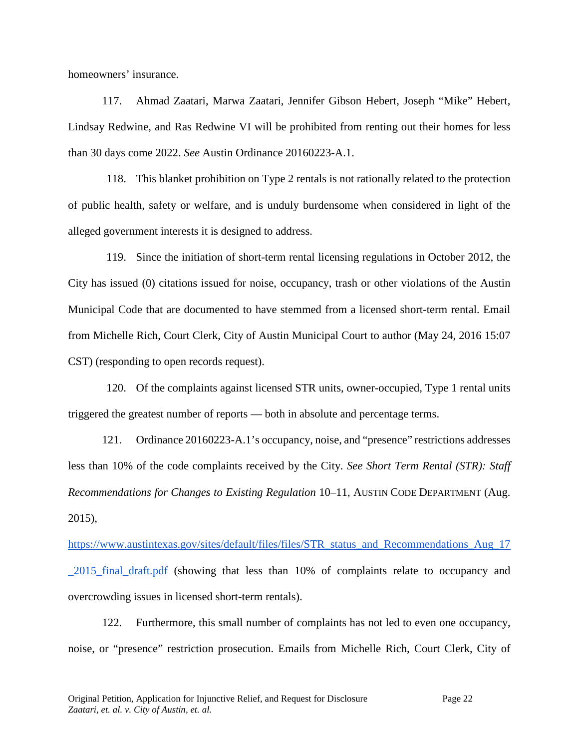homeowners' insurance.

117. Ahmad Zaatari, Marwa Zaatari, Jennifer Gibson Hebert, Joseph "Mike" Hebert, Lindsay Redwine, and Ras Redwine VI will be prohibited from renting out their homes for less than 30 days come 2022. *See* Austin Ordinance 20160223-A.1.

118. This blanket prohibition on Type 2 rentals is not rationally related to the protection of public health, safety or welfare, and is unduly burdensome when considered in light of the alleged government interests it is designed to address.

119. Since the initiation of short-term rental licensing regulations in October 2012, the City has issued (0) citations issued for noise, occupancy, trash or other violations of the Austin Municipal Code that are documented to have stemmed from a licensed short-term rental. Email from Michelle Rich, Court Clerk, City of Austin Municipal Court to author (May 24, 2016 15:07 CST) (responding to open records request).

120. Of the complaints against licensed STR units, owner-occupied, Type 1 rental units triggered the greatest number of reports — both in absolute and percentage terms.

121. Ordinance 20160223-A.1's occupancy, noise, and "presence" restrictions addresses less than 10% of the code complaints received by the City. *See Short Term Rental (STR): Staff Recommendations for Changes to Existing Regulation* 10–11, AUSTIN CODE DEPARTMENT (Aug. 2015), [https://www.austintexas.gov/sites/default/files/files/STR_status_and_Recommendations_Aug_17_2015_final_draft.pdf](https://www.austintexas.gov/sites/default/files/files/STR_status_and_Recommendations_Aug_17_2015_final_draft.pdf) (showing that less than 10% of complaints relate to occupancy and overcrowding issues in licensed short-term rentals).

122. Furthermore, this small number of complaints has not led to even one occupancy, noise, or "presence" restriction prosecution. Emails from Michelle Rich, Court Clerk, City of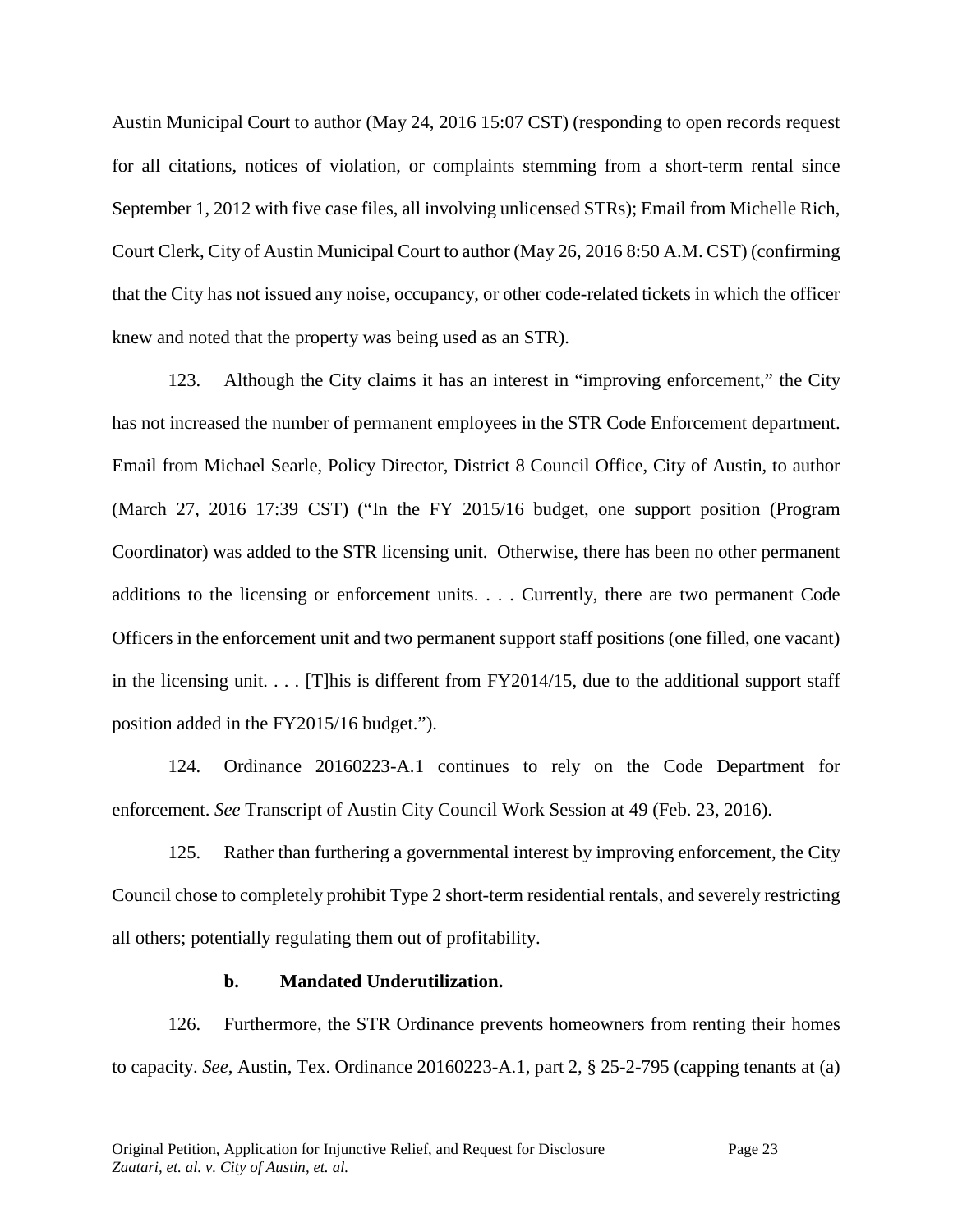Austin Municipal Court to author (May 24, 2016 15:07 CST) (responding to open records request for all citations, notices of violation, or complaints stemming from a short-term rental since September 1, 2012 with five case files, all involving unlicensed STRs); Email from Michelle Rich, Court Clerk, City of Austin Municipal Court to author (May 26, 2016 8:50 A.M. CST) (confirming that the City has not issued any noise, occupancy, or other code-related tickets in which the officer knew and noted that the property was being used as an STR).

123. Although the City claims it has an interest in "improving enforcement," the City has not increased the number of permanent employees in the STR Code Enforcement department. Email from Michael Searle, Policy Director, District 8 Council Office, City of Austin, to author (March 27, 2016 17:39 CST) ("In the FY 2015/16 budget, one support position (Program Coordinator) was added to the STR licensing unit. Otherwise, there has been no other permanent additions to the licensing or enforcement units. . . . Currently, there are two permanent Code Officers in the enforcement unit and two permanent support staff positions (one filled, one vacant) in the licensing unit. . . . [T]his is different from FY2014/15, due to the additional support staff position added in the FY2015/16 budget.").

124. Ordinance 20160223-A.1 continues to rely on the Code Department for enforcement. *See* Transcript of Austin City Council Work Session at 49 (Feb. 23, 2016).

125. Rather than furthering a governmental interest by improving enforcement, the City Council chose to completely prohibit Type 2 short-term residential rentals, and severely restricting all others; potentially regulating them out of profitability.

**b. Mandated Underutilization.**

126. Furthermore, the STR Ordinance prevents homeowners from renting their homes to capacity. *See,* Austin, Tex. Ordinance 20160223-A.1, part 2, § 25-2-795 (capping tenants at (a)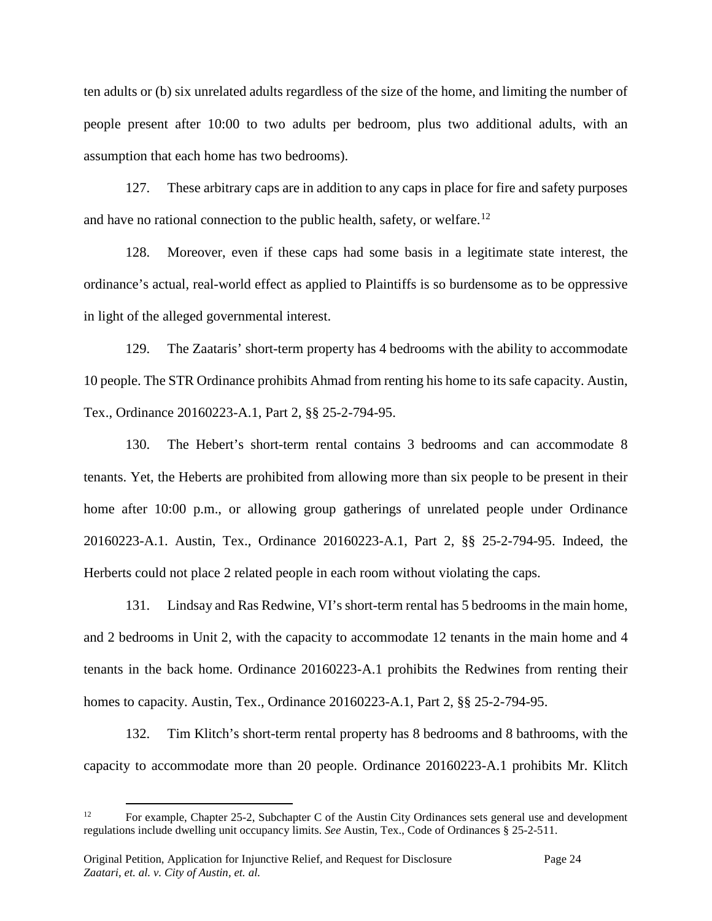ten adults or (b) six unrelated adults regardless of the size of the home, and limiting the number of people present after 10:00 to two adults per bedroom, plus two additional adults, with an assumption that each home has two bedrooms).

127. These arbitrary caps are in addition to any caps in place for fire and safety purposes and have no rational connection to the public health, safety, or welfare.[12]

128. Moreover, even if these caps had some basis in a legitimate state interest, the ordinance's actual, real-world effect as applied to Plaintiffs is so burdensome as to be oppressive in light of the alleged governmental interest.

129. The Zaataris' short-term property has 4 bedrooms with the ability to accommodate 10 people. The STR Ordinance prohibits Ahmad from renting his home to its safe capacity. Austin, Tex., Ordinance 20160223-A.1, Part 2, §§ 25-2-794-95.

130. The Hebert's short-term rental contains 3 bedrooms and can accommodate 8 tenants. Yet, the Heberts are prohibited from allowing more than six people to be present in their home after 10:00 p.m., or allowing group gatherings of unrelated people under Ordinance 20160223-A.1. Austin, Tex., Ordinance 20160223-A.1, Part 2, §§ 25-2-794-95. Indeed, the Herberts could not place 2 related people in each room without violating the caps.

131. Lindsay and Ras Redwine, VI's short-term rental has 5 bedrooms in the main home, and 2 bedrooms in Unit 2, with the capacity to accommodate 12 tenants in the main home and 4 tenants in the back home. Ordinance 20160223-A.1 prohibits the Redwines from renting their homes to capacity. Austin, Tex., Ordinance 20160223-A.1, Part 2, §§ 25-2-794-95.

132. Tim Klitch's short-term rental property has 8 bedrooms and 8 bathrooms, with the capacity to accommodate more than 20 people. Ordinance 20160223-A.1 prohibits Mr. Klitch

---

[12] For example, Chapter 25-2, Subchapter C of the Austin City Ordinances sets general use and development regulations include dwelling unit occupancy limits. *See* Austin, Tex., Code of Ordinances § 25-2-511.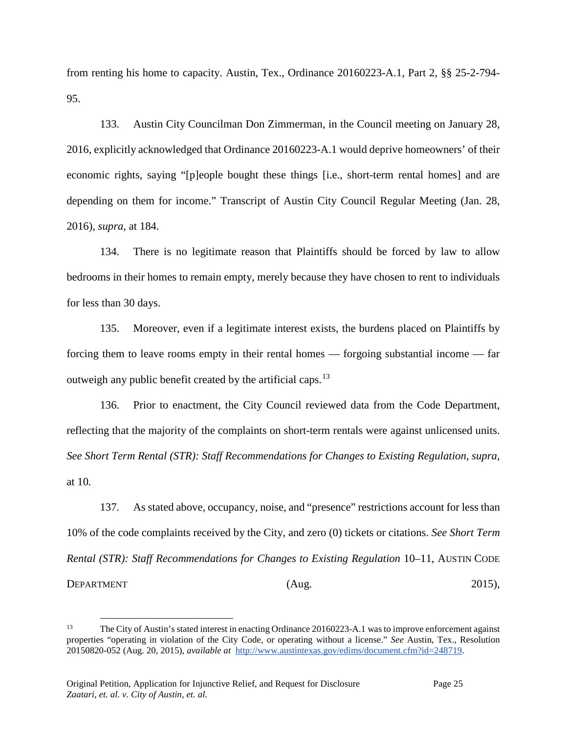from renting his home to capacity. Austin, Tex., Ordinance 20160223-A.1, Part 2, §§ 25-2-794-95.

133. Austin City Councilman Don Zimmerman, in the Council meeting on January 28, 2016, explicitly acknowledged that Ordinance 20160223-A.1 would deprive homeowners' of their economic rights, saying "[p]eople bought these things [i.e., short-term rental homes] and are depending on them for income." Transcript of Austin City Council Regular Meeting (Jan. 28, 2016), *supra*, at 184.

134. There is no legitimate reason that Plaintiffs should be forced by law to allow bedrooms in their homes to remain empty, merely because they have chosen to rent to individuals for less than 30 days.

135. Moreover, even if a legitimate interest exists, the burdens placed on Plaintiffs by forcing them to leave rooms empty in their rental homes — forgoing substantial income — far outweigh any public benefit created by the artificial caps.[13]

136. Prior to enactment, the City Council reviewed data from the Code Department, reflecting that the majority of the complaints on short-term rentals were against unlicensed units. *See Short Term Rental (STR): Staff Recommendations for Changes to Existing Regulation*, *supra*, at 10.

137. As stated above, occupancy, noise, and "presence" restrictions account for less than 10% of the code complaints received by the City, and zero (0) tickets or citations. *See Short Term Rental (STR): Staff Recommendations for Changes to Existing Regulation* 10–11, AUSTIN CODE DEPARTMENT (Aug. 2015),

---

[13] The City of Austin's stated interest in enacting Ordinance 20160223-A.1 was to improve enforcement against properties "operating in violation of the City Code, or operating without a license." *See* Austin, Tex., Resolution 20150820-052 (Aug. 20, 2015), *available at* http://www.austintexas.gov/edims/document.cfm?id=248719.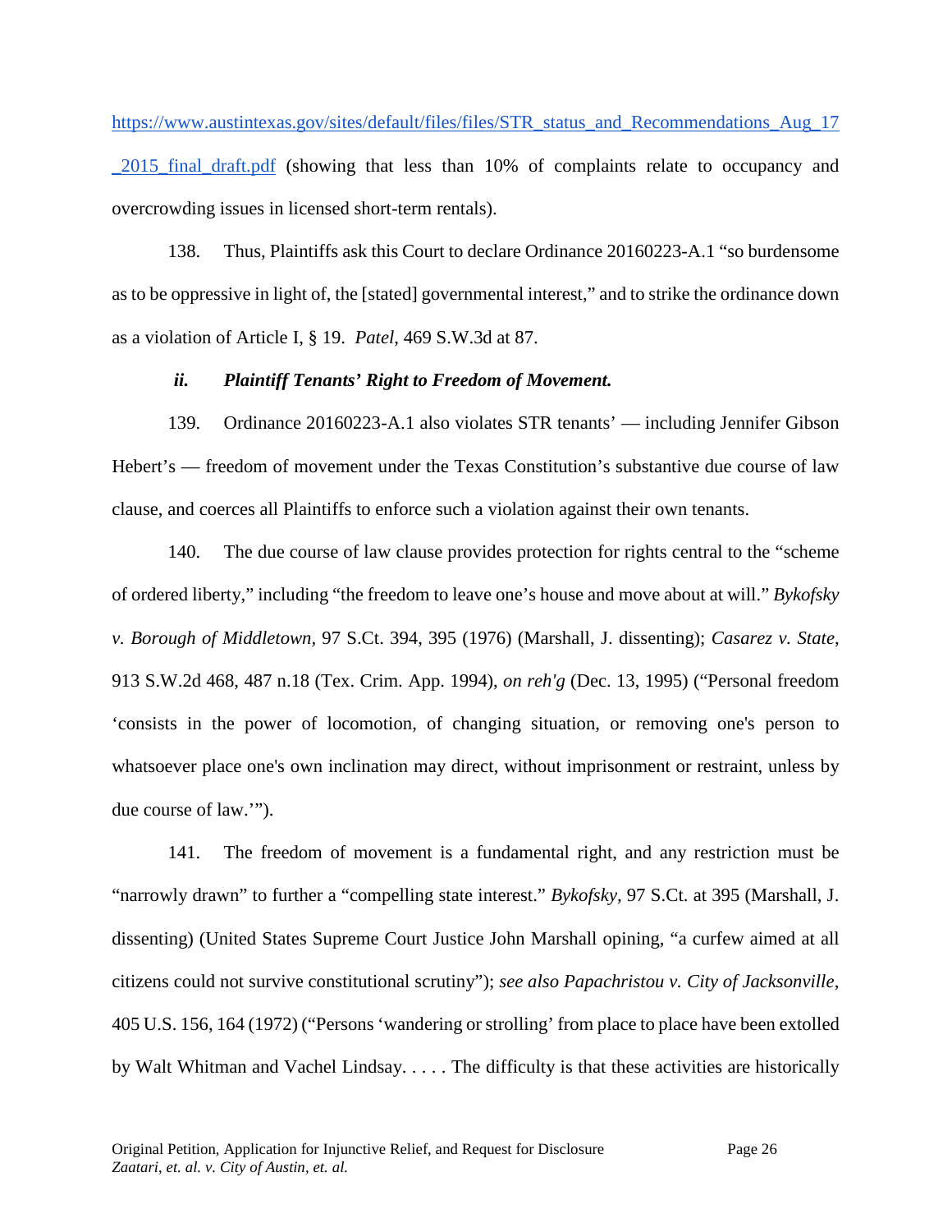https://www.austintexas.gov/sites/default/files/files/STR_status_and_Recommendations_Aug_17_2015_final_draft.pdf (showing that less than 10% of complaints relate to occupancy and overcrowding issues in licensed short-term rentals).

138. Thus, Plaintiffs ask this Court to declare Ordinance 20160223-A.1 "so burdensome as to be oppressive in light of, the [stated] governmental interest," and to strike the ordinance down as a violation of Article I, § 19. *Patel*, 469 S.W.3d at 87.

***ii. Plaintiff Tenants' Right to Freedom of Movement.***

139. Ordinance 20160223-A.1 also violates STR tenants' — including Jennifer Gibson Hebert's — freedom of movement under the Texas Constitution's substantive due course of law clause, and coerces all Plaintiffs to enforce such a violation against their own tenants.

140. The due course of law clause provides protection for rights central to the "scheme of ordered liberty," including "the freedom to leave one's house and move about at will." *Bykofsky v. Borough of Middletown*, 97 S.Ct. 394, 395 (1976) (Marshall, J. dissenting); *Casarez v. State*, 913 S.W.2d 468, 487 n.18 (Tex. Crim. App. 1994), *on reh'g* (Dec. 13, 1995) ("Personal freedom 'consists in the power of locomotion, of changing situation, or removing one's person to whatsoever place one's own inclination may direct, without imprisonment or restraint, unless by due course of law.'").

141. The freedom of movement is a fundamental right, and any restriction must be "narrowly drawn" to further a "compelling state interest." *Bykofsky*, 97 S.Ct. at 395 (Marshall, J. dissenting) (United States Supreme Court Justice John Marshall opining, "a curfew aimed at all citizens could not survive constitutional scrutiny"); *see also Papachristou v. City of Jacksonville*, 405 U.S. 156, 164 (1972) ("Persons 'wandering or strolling' from place to place have been extolled by Walt Whitman and Vachel Lindsay. . . . . The difficulty is that these activities are historically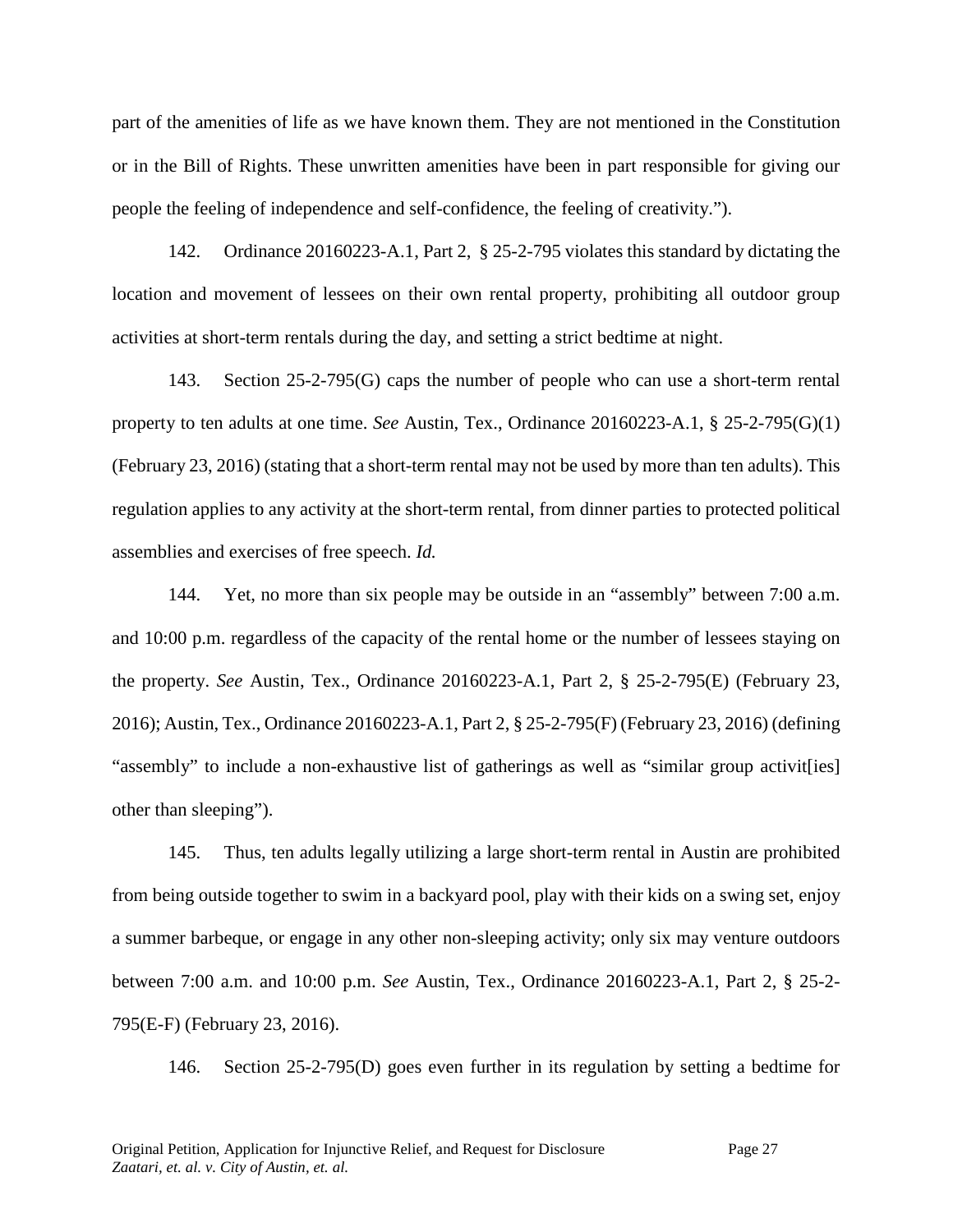part of the amenities of life as we have known them. They are not mentioned in the Constitution or in the Bill of Rights. These unwritten amenities have been in part responsible for giving our people the feeling of independence and self-confidence, the feeling of creativity.").

142. Ordinance 20160223-A.1, Part 2, § 25-2-795 violates this standard by dictating the location and movement of lessees on their own rental property, prohibiting all outdoor group activities at short-term rentals during the day, and setting a strict bedtime at night.

143. Section 25-2-795(G) caps the number of people who can use a short-term rental property to ten adults at one time. *See* Austin, Tex., Ordinance 20160223-A.1, § 25-2-795(G)(1) (February 23, 2016) (stating that a short-term rental may not be used by more than ten adults). This regulation applies to any activity at the short-term rental, from dinner parties to protected political assemblies and exercises of free speech. *Id.*

144. Yet, no more than six people may be outside in an "assembly" between 7:00 a.m. and 10:00 p.m. regardless of the capacity of the rental home or the number of lessees staying on the property. *See* Austin, Tex., Ordinance 20160223-A.1, Part 2, § 25-2-795(E) (February 23, 2016); Austin, Tex., Ordinance 20160223-A.1, Part 2, § 25-2-795(F) (February 23, 2016) (defining "assembly" to include a non-exhaustive list of gatherings as well as "similar group activit[ies] other than sleeping").

145. Thus, ten adults legally utilizing a large short-term rental in Austin are prohibited from being outside together to swim in a backyard pool, play with their kids on a swing set, enjoy a summer barbeque, or engage in any other non-sleeping activity; only six may venture outdoors between 7:00 a.m. and 10:00 p.m. *See* Austin, Tex., Ordinance 20160223-A.1, Part 2, § 25-2-795(E-F) (February 23, 2016).

146. Section 25-2-795(D) goes even further in its regulation by setting a bedtime for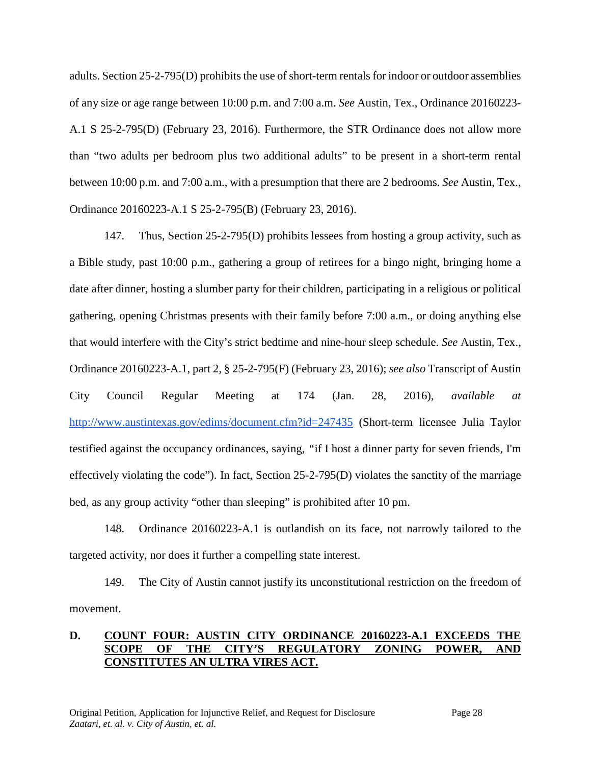adults. Section 25-2-795(D) prohibits the use of short-term rentals for indoor or outdoor assemblies of any size or age range between 10:00 p.m. and 7:00 a.m. *See* Austin, Tex., Ordinance 20160223-A.1 S 25-2-795(D) (February 23, 2016). Furthermore, the STR Ordinance does not allow more than "two adults per bedroom plus two additional adults" to be present in a short-term rental between 10:00 p.m. and 7:00 a.m., with a presumption that there are 2 bedrooms. *See* Austin, Tex., Ordinance 20160223-A.1 S 25-2-795(B) (February 23, 2016).

147. Thus, Section 25-2-795(D) prohibits lessees from hosting a group activity, such as a Bible study, past 10:00 p.m., gathering a group of retirees for a bingo night, bringing home a date after dinner, hosting a slumber party for their children, participating in a religious or political gathering, opening Christmas presents with their family before 7:00 a.m., or doing anything else that would interfere with the City's strict bedtime and nine-hour sleep schedule. *See* Austin, Tex., Ordinance 20160223-A.1, part 2, § 25-2-795(F) (February 23, 2016); *see also* Transcript of Austin City Council Regular Meeting at 174 (Jan. 28, 2016), *available at* http://www.austintexas.gov/edims/document.cfm?id=247435 (Short-term licensee Julia Taylor testified against the occupancy ordinances, saying, "if I host a dinner party for seven friends, I'm effectively violating the code"). In fact, Section 25-2-795(D) violates the sanctity of the marriage bed, as any group activity "other than sleeping" is prohibited after 10 pm.

148. Ordinance 20160223-A.1 is outlandish on its face, not narrowly tailored to the targeted activity, nor does it further a compelling state interest.

149. The City of Austin cannot justify its unconstitutional restriction on the freedom of movement.

## D. COUNT FOUR: AUSTIN CITY ORDINANCE 20160223-A.1 EXCEEDS THE SCOPE OF THE CITY'S REGULATORY ZONING POWER, AND CONSTITUTES AN ULTRA VIRES ACT.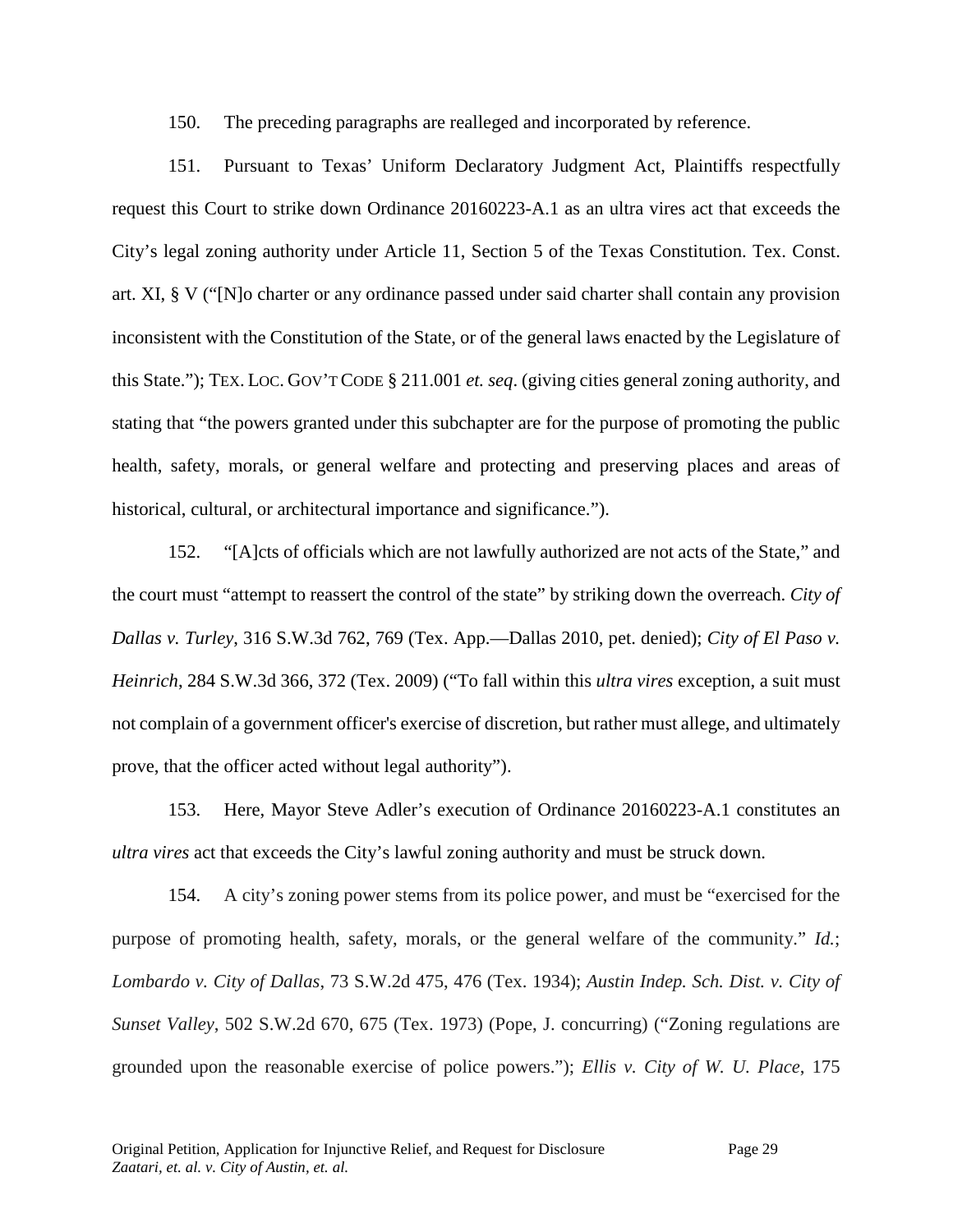150. The preceding paragraphs are realleged and incorporated by reference.

151. Pursuant to Texas' Uniform Declaratory Judgment Act, Plaintiffs respectfully request this Court to strike down Ordinance 20160223-A.1 as an ultra vires act that exceeds the City's legal zoning authority under Article 11, Section 5 of the Texas Constitution. Tex. Const. art. XI, § V ("[N]o charter or any ordinance passed under said charter shall contain any provision inconsistent with the Constitution of the State, or of the general laws enacted by the Legislature of this State."); TEX. LOC. GOV'T CODE § 211.001 *et. seq*. (giving cities general zoning authority, and stating that "the powers granted under this subchapter are for the purpose of promoting the public health, safety, morals, or general welfare and protecting and preserving places and areas of historical, cultural, or architectural importance and significance.").

152. "[A]cts of officials which are not lawfully authorized are not acts of the State," and the court must "attempt to reassert the control of the state" by striking down the overreach. *City of Dallas v. Turley*, 316 S.W.3d 762, 769 (Tex. App.—Dallas 2010, pet. denied); *City of El Paso v. Heinrich*, 284 S.W.3d 366, 372 (Tex. 2009) ("To fall within this *ultra vires* exception, a suit must not complain of a government officer's exercise of discretion, but rather must allege, and ultimately prove, that the officer acted without legal authority").

153. Here, Mayor Steve Adler's execution of Ordinance 20160223-A.1 constitutes an *ultra vires* act that exceeds the City's lawful zoning authority and must be struck down.

154. A city's zoning power stems from its police power, and must be "exercised for the purpose of promoting health, safety, morals, or the general welfare of the community." *Id.*; *Lombardo v. City of Dallas*, 73 S.W.2d 475, 476 (Tex. 1934); *Austin Indep. Sch. Dist. v. City of Sunset Valley*, 502 S.W.2d 670, 675 (Tex. 1973) (Pope, J. concurring) ("Zoning regulations are grounded upon the reasonable exercise of police powers."); *Ellis v. City of W. U. Place*, 175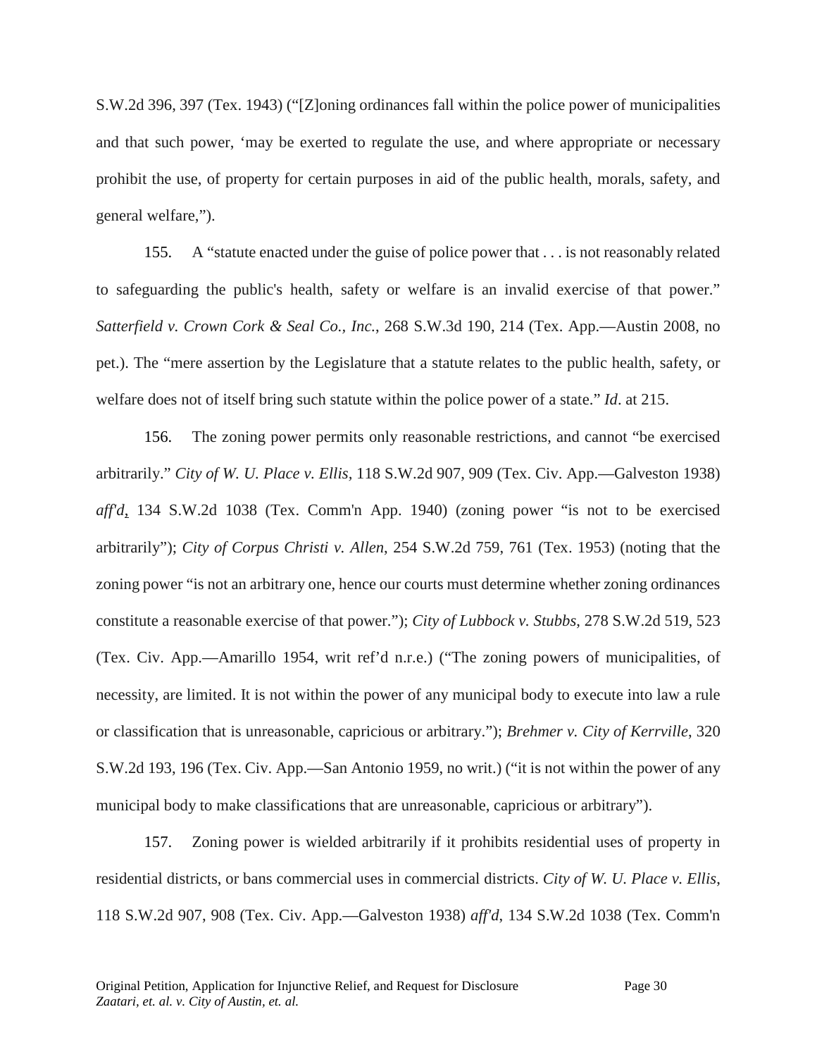S.W.2d 396, 397 (Tex. 1943) ("[Z]oning ordinances fall within the police power of municipalities and that such power, 'may be exerted to regulate the use, and where appropriate or necessary prohibit the use, of property for certain purposes in aid of the public health, morals, safety, and general welfare,").

155. A "statute enacted under the guise of police power that . . . is not reasonably related to safeguarding the public's health, safety or welfare is an invalid exercise of that power." *Satterfield v. Crown Cork & Seal Co., Inc.*, 268 S.W.3d 190, 214 (Tex. App.—Austin 2008, no pet.). The "mere assertion by the Legislature that a statute relates to the public health, safety, or welfare does not of itself bring such statute within the police power of a state." *Id*. at 215.

156. The zoning power permits only reasonable restrictions, and cannot "be exercised arbitrarily." *City of W. U. Place v. Ellis*, 118 S.W.2d 907, 909 (Tex. Civ. App.—Galveston 1938) *aff'd*, 134 S.W.2d 1038 (Tex. Comm'n App. 1940) (zoning power "is not to be exercised arbitrarily"); *City of Corpus Christi v. Allen*, 254 S.W.2d 759, 761 (Tex. 1953) (noting that the zoning power "is not an arbitrary one, hence our courts must determine whether zoning ordinances constitute a reasonable exercise of that power."); *City of Lubbock v. Stubbs*, 278 S.W.2d 519, 523 (Tex. Civ. App.—Amarillo 1954, writ ref'd n.r.e.) ("The zoning powers of municipalities, of necessity, are limited. It is not within the power of any municipal body to execute into law a rule or classification that is unreasonable, capricious or arbitrary."); *Brehmer v. City of Kerrville*, 320 S.W.2d 193, 196 (Tex. Civ. App.—San Antonio 1959, no writ.) ("it is not within the power of any municipal body to make classifications that are unreasonable, capricious or arbitrary").

157. Zoning power is wielded arbitrarily if it prohibits residential uses of property in residential districts, or bans commercial uses in commercial districts. *City of W. U. Place v. Ellis*, 118 S.W.2d 907, 908 (Tex. Civ. App.—Galveston 1938) *aff'd*, 134 S.W.2d 1038 (Tex. Comm'n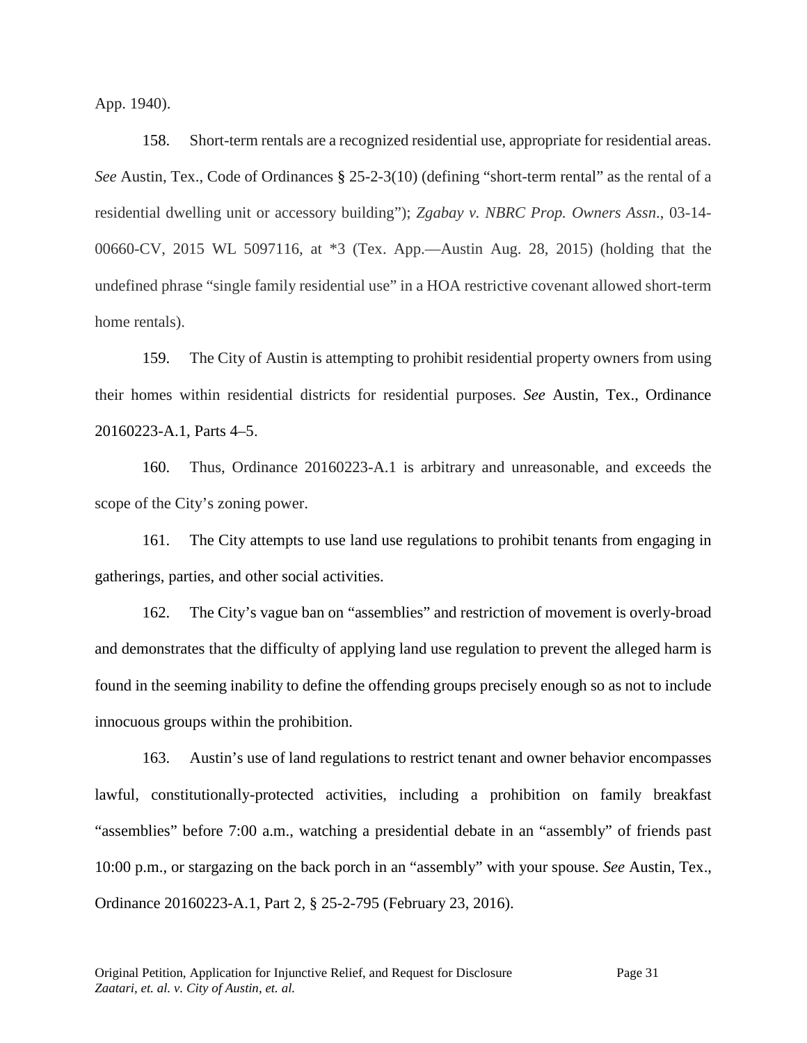App. 1940).

158. Short-term rentals are a recognized residential use, appropriate for residential areas. *See* Austin, Tex., Code of Ordinances § 25-2-3(10) (defining "short-term rental" as the rental of a residential dwelling unit or accessory building"); *Zgabay v. NBRC Prop. Owners Assn.*, 03-14-00660-CV, 2015 WL 5097116, at *3 (Tex. App.—Austin Aug. 28, 2015) (holding that the undefined phrase "single family residential use" in a HOA restrictive covenant allowed short-term home rentals).

159. The City of Austin is attempting to prohibit residential property owners from using their homes within residential districts for residential purposes. *See* Austin, Tex., Ordinance 20160223-A.1, Parts 4–5.

160. Thus, Ordinance 20160223-A.1 is arbitrary and unreasonable, and exceeds the scope of the City's zoning power.

161. The City attempts to use land use regulations to prohibit tenants from engaging in gatherings, parties, and other social activities.

162. The City's vague ban on "assemblies" and restriction of movement is overly-broad and demonstrates that the difficulty of applying land use regulation to prevent the alleged harm is found in the seeming inability to define the offending groups precisely enough so as not to include innocuous groups within the prohibition.

163. Austin's use of land regulations to restrict tenant and owner behavior encompasses lawful, constitutionally-protected activities, including a prohibition on family breakfast "assemblies" before 7:00 a.m., watching a presidential debate in an "assembly" of friends past 10:00 p.m., or stargazing on the back porch in an "assembly" with your spouse. *See* Austin, Tex., Ordinance 20160223-A.1, Part 2, § 25-2-795 (February 23, 2016).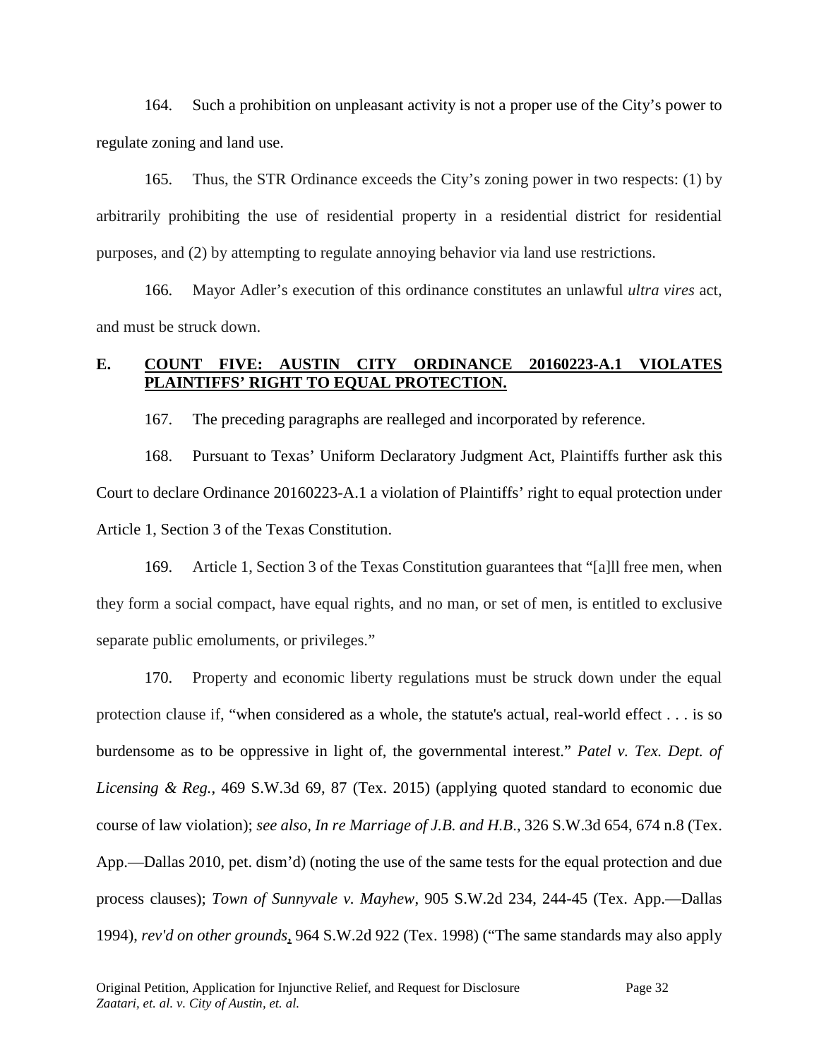164. Such a prohibition on unpleasant activity is not a proper use of the City's power to regulate zoning and land use.

165. Thus, the STR Ordinance exceeds the City's zoning power in two respects: (1) by arbitrarily prohibiting the use of residential property in a residential district for residential purposes, and (2) by attempting to regulate annoying behavior via land use restrictions.

166. Mayor Adler's execution of this ordinance constitutes an unlawful *ultra vires* act, and must be struck down.

## E. COUNT FIVE: AUSTIN CITY ORDINANCE 20160223-A.1 VIOLATES PLAINTIFFS' RIGHT TO EQUAL PROTECTION.

167. The preceding paragraphs are realleged and incorporated by reference.

168. Pursuant to Texas' Uniform Declaratory Judgment Act, Plaintiffs further ask this Court to declare Ordinance 20160223-A.1 a violation of Plaintiffs' right to equal protection under Article 1, Section 3 of the Texas Constitution.

169. Article 1, Section 3 of the Texas Constitution guarantees that "[a]ll free men, when they form a social compact, have equal rights, and no man, or set of men, is entitled to exclusive separate public emoluments, or privileges."

170. Property and economic liberty regulations must be struck down under the equal protection clause if, "when considered as a whole, the statute's actual, real-world effect . . . is so burdensome as to be oppressive in light of, the governmental interest." *Patel v. Tex. Dept. of Licensing & Reg.*, 469 S.W.3d 69, 87 (Tex. 2015) (applying quoted standard to economic due course of law violation); *see also, In re Marriage of J.B. and H.B.*, 326 S.W.3d 654, 674 n.8 (Tex. App.—Dallas 2010, pet. dism'd) (noting the use of the same tests for the equal protection and due process clauses); *Town of Sunnyvale v. Mayhew*, 905 S.W.2d 234, 244-45 (Tex. App.—Dallas 1994), *rev'd on other grounds*, 964 S.W.2d 922 (Tex. 1998) ("The same standards may also apply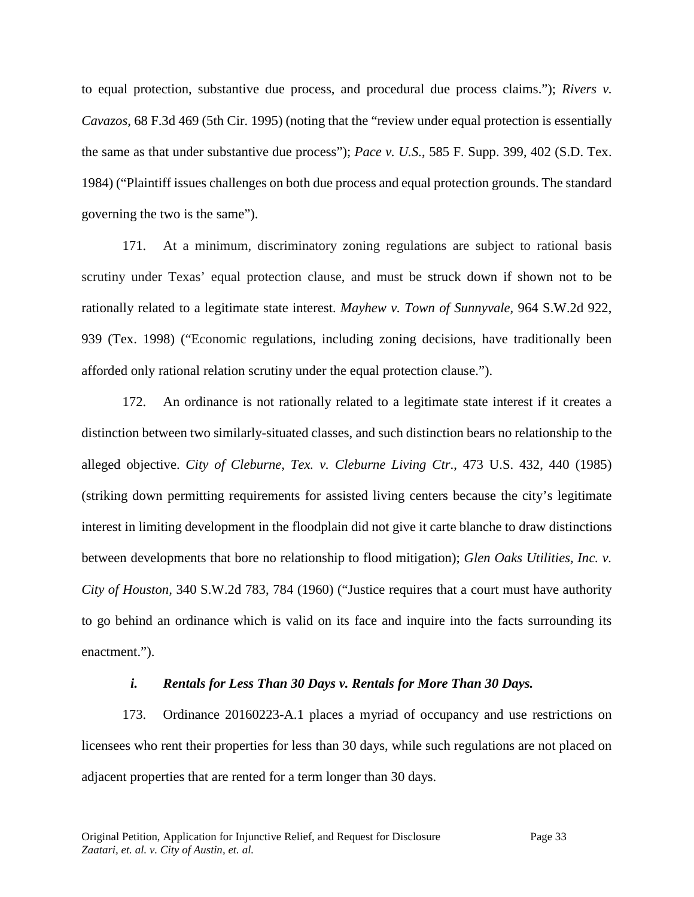to equal protection, substantive due process, and procedural due process claims."); *Rivers v. Cavazos*, 68 F.3d 469 (5th Cir. 1995) (noting that the "review under equal protection is essentially the same as that under substantive due process"); *Pace v. U.S.*, 585 F. Supp. 399, 402 (S.D. Tex. 1984) ("Plaintiff issues challenges on both due process and equal protection grounds. The standard governing the two is the same").

171. At a minimum, discriminatory zoning regulations are subject to rational basis scrutiny under Texas' equal protection clause, and must be struck down if shown not to be rationally related to a legitimate state interest. *Mayhew v. Town of Sunnyvale*, 964 S.W.2d 922, 939 (Tex. 1998) ("Economic regulations, including zoning decisions, have traditionally been afforded only rational relation scrutiny under the equal protection clause.").

172. An ordinance is not rationally related to a legitimate state interest if it creates a distinction between two similarly-situated classes, and such distinction bears no relationship to the alleged objective. *City of Cleburne, Tex. v. Cleburne Living Ctr*., 473 U.S. 432, 440 (1985) (striking down permitting requirements for assisted living centers because the city's legitimate interest in limiting development in the floodplain did not give it carte blanche to draw distinctions between developments that bore no relationship to flood mitigation); *Glen Oaks Utilities, Inc. v. City of Houston*, 340 S.W.2d 783, 784 (1960) ("Justice requires that a court must have authority to go behind an ordinance which is valid on its face and inquire into the facts surrounding its enactment.").

***i. Rentals for Less Than 30 Days v. Rentals for More Than 30 Days.***

173. Ordinance 20160223-A.1 places a myriad of occupancy and use restrictions on licensees who rent their properties for less than 30 days, while such regulations are not placed on adjacent properties that are rented for a term longer than 30 days.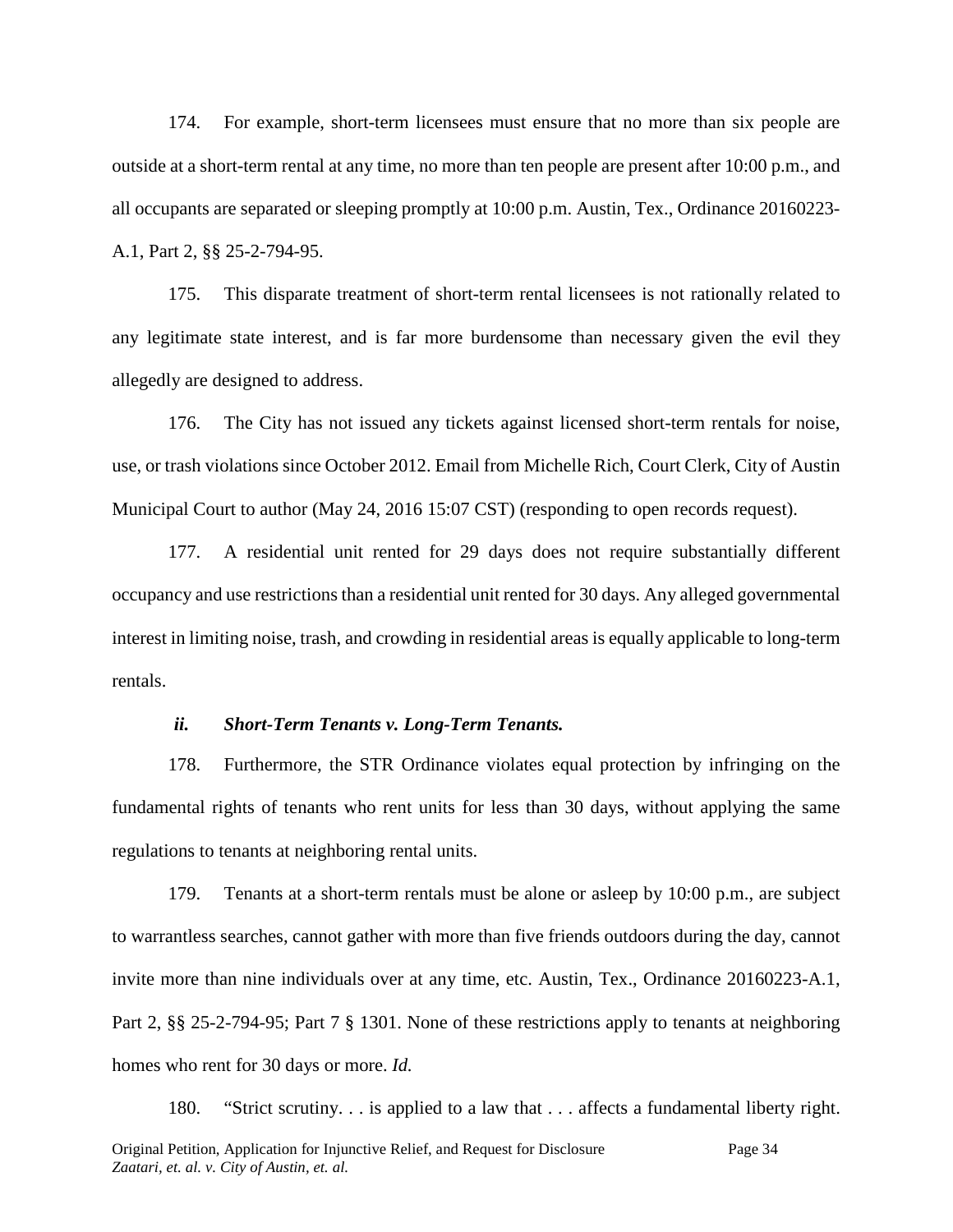174. For example, short-term licensees must ensure that no more than six people are outside at a short-term rental at any time, no more than ten people are present after 10:00 p.m., and all occupants are separated or sleeping promptly at 10:00 p.m. Austin, Tex., Ordinance 20160223-A.1, Part 2, §§ 25-2-794-95.

175. This disparate treatment of short-term rental licensees is not rationally related to any legitimate state interest, and is far more burdensome than necessary given the evil they allegedly are designed to address.

176. The City has not issued any tickets against licensed short-term rentals for noise, use, or trash violations since October 2012. Email from Michelle Rich, Court Clerk, City of Austin Municipal Court to author (May 24, 2016 15:07 CST) (responding to open records request).

177. A residential unit rented for 29 days does not require substantially different occupancy and use restrictions than a residential unit rented for 30 days. Any alleged governmental interest in limiting noise, trash, and crowding in residential areas is equally applicable to long-term rentals.

### *ii. Short-Term Tenants v. Long-Term Tenants.*

178. Furthermore, the STR Ordinance violates equal protection by infringing on the fundamental rights of tenants who rent units for less than 30 days, without applying the same regulations to tenants at neighboring rental units.

179. Tenants at a short-term rentals must be alone or asleep by 10:00 p.m., are subject to warrantless searches, cannot gather with more than five friends outdoors during the day, cannot invite more than nine individuals over at any time, etc. Austin, Tex., Ordinance 20160223-A.1, Part 2, §§ 25-2-794-95; Part 7 § 1301. None of these restrictions apply to tenants at neighboring homes who rent for 30 days or more. *Id.*

180. "Strict scrutiny. . . is applied to a law that . . . affects a fundamental liberty right.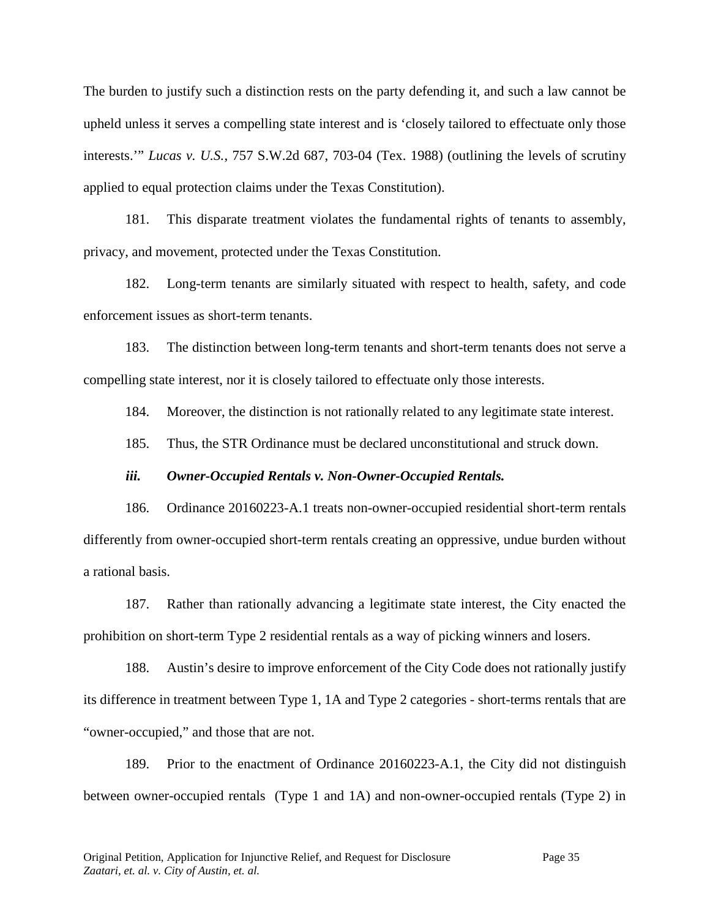The burden to justify such a distinction rests on the party defending it, and such a law cannot be upheld unless it serves a compelling state interest and is 'closely tailored to effectuate only those interests.'" *Lucas v. U.S.*, 757 S.W.2d 687, 703-04 (Tex. 1988) (outlining the levels of scrutiny applied to equal protection claims under the Texas Constitution).

181. This disparate treatment violates the fundamental rights of tenants to assembly, privacy, and movement, protected under the Texas Constitution.

182. Long-term tenants are similarly situated with respect to health, safety, and code enforcement issues as short-term tenants.

183. The distinction between long-term tenants and short-term tenants does not serve a compelling state interest, nor it is closely tailored to effectuate only those interests.

184. Moreover, the distinction is not rationally related to any legitimate state interest.

185. Thus, the STR Ordinance must be declared unconstitutional and struck down.

***iii. Owner-Occupied Rentals v. Non-Owner-Occupied Rentals.***

186. Ordinance 20160223-A.1 treats non-owner-occupied residential short-term rentals differently from owner-occupied short-term rentals creating an oppressive, undue burden without a rational basis.

187. Rather than rationally advancing a legitimate state interest, the City enacted the prohibition on short-term Type 2 residential rentals as a way of picking winners and losers.

188. Austin's desire to improve enforcement of the City Code does not rationally justify its difference in treatment between Type 1, 1A and Type 2 categories - short-terms rentals that are "owner-occupied," and those that are not.

189. Prior to the enactment of Ordinance 20160223-A.1, the City did not distinguish between owner-occupied rentals (Type 1 and 1A) and non-owner-occupied rentals (Type 2) in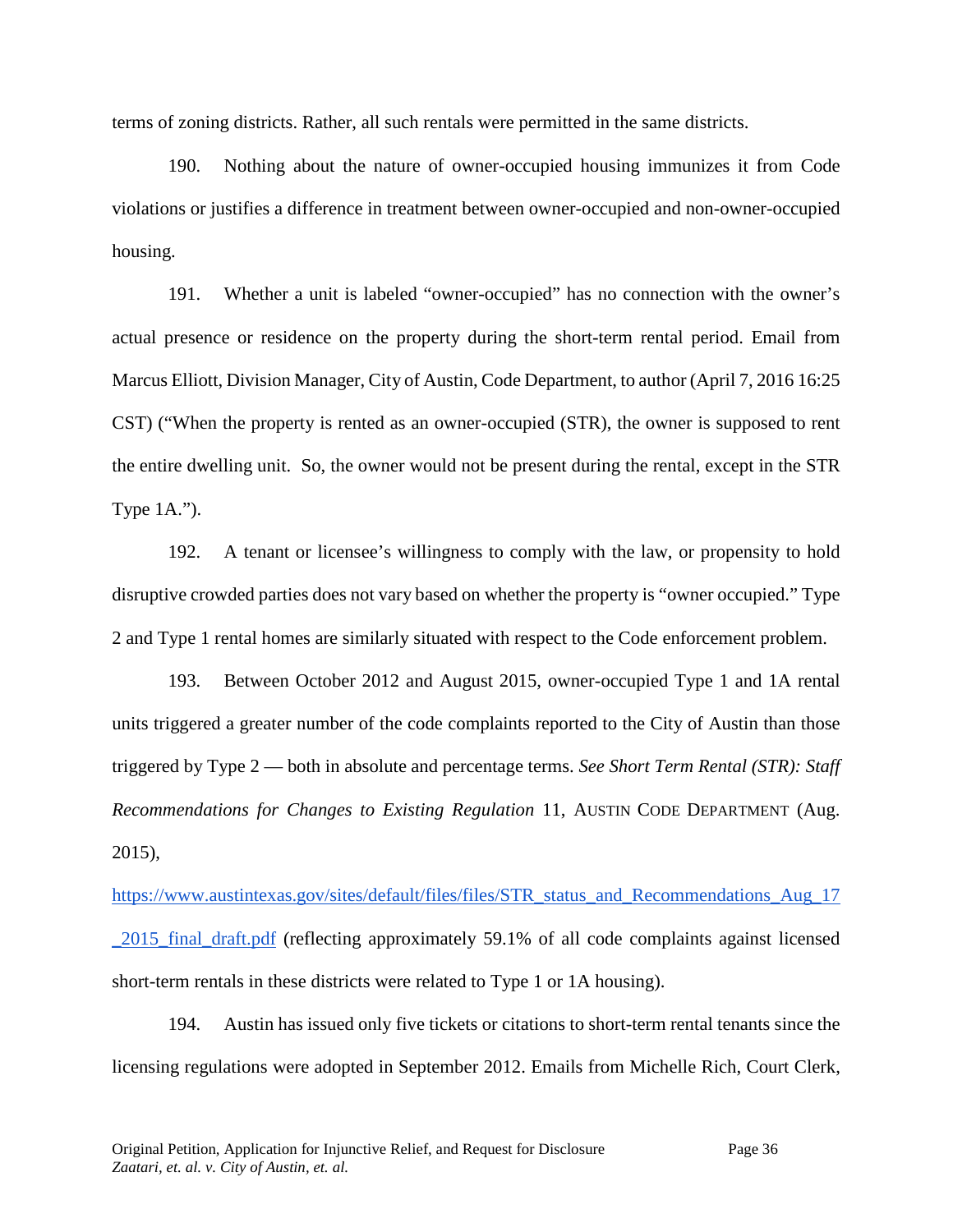terms of zoning districts. Rather, all such rentals were permitted in the same districts.

190. Nothing about the nature of owner-occupied housing immunizes it from Code violations or justifies a difference in treatment between owner-occupied and non-owner-occupied housing.

191. Whether a unit is labeled "owner-occupied" has no connection with the owner's actual presence or residence on the property during the short-term rental period. Email from Marcus Elliott, Division Manager, City of Austin, Code Department, to author (April 7, 2016 16:25 CST) ("When the property is rented as an owner-occupied (STR), the owner is supposed to rent the entire dwelling unit. So, the owner would not be present during the rental, except in the STR Type 1A.").

192. A tenant or licensee's willingness to comply with the law, or propensity to hold disruptive crowded parties does not vary based on whether the property is "owner occupied." Type 2 and Type 1 rental homes are similarly situated with respect to the Code enforcement problem.

193. Between October 2012 and August 2015, owner-occupied Type 1 and 1A rental units triggered a greater number of the code complaints reported to the City of Austin than those triggered by Type 2 — both in absolute and percentage terms. *See Short Term Rental (STR): Staff Recommendations for Changes to Existing Regulation* 11, AUSTIN CODE DEPARTMENT (Aug. 2015), [https://www.austintexas.gov/sites/default/files/files/STR_status_and_Recommendations_Aug_17_2015_final_draft.pdf](https://www.austintexas.gov/sites/default/files/files/STR_status_and_Recommendations_Aug_17_2015_final_draft.pdf) (reflecting approximately 59.1% of all code complaints against licensed short-term rentals in these districts were related to Type 1 or 1A housing).

194. Austin has issued only five tickets or citations to short-term rental tenants since the licensing regulations were adopted in September 2012. Emails from Michelle Rich, Court Clerk,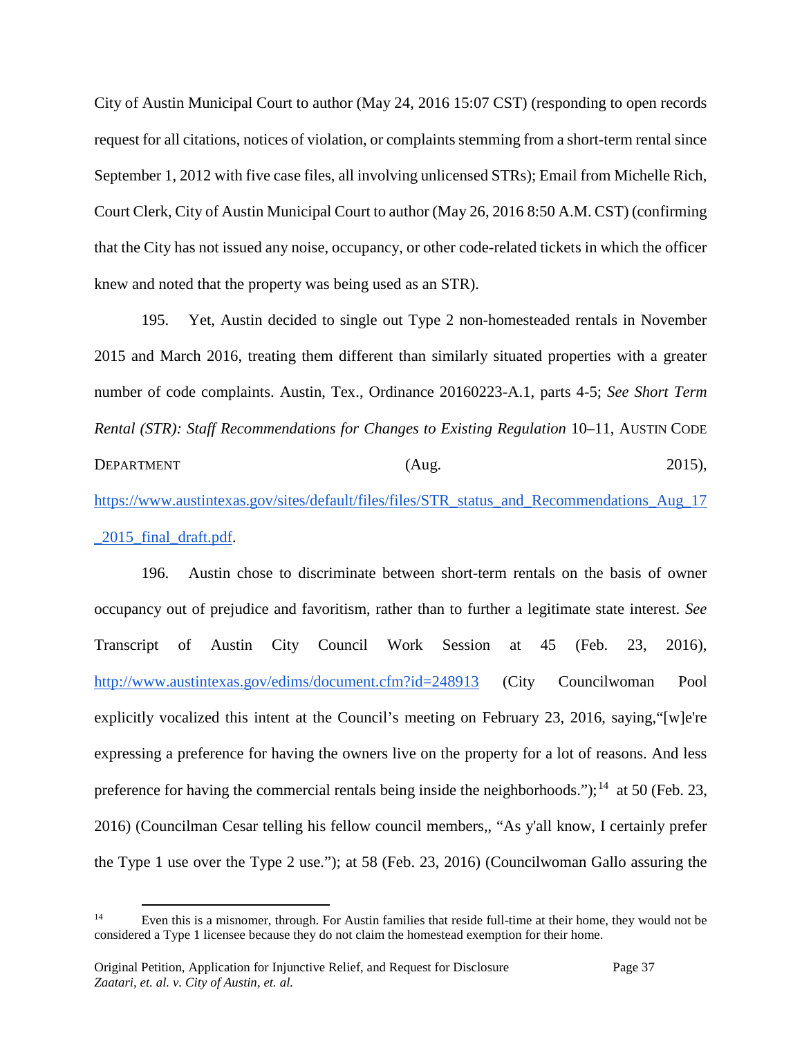City of Austin Municipal Court to author (May 24, 2016 15:07 CST) (responding to open records request for all citations, notices of violation, or complaints stemming from a short-term rental since September 1, 2012 with five case files, all involving unlicensed STRs); Email from Michelle Rich, Court Clerk, City of Austin Municipal Court to author (May 26, 2016 8:50 A.M. CST) (confirming that the City has not issued any noise, occupancy, or other code-related tickets in which the officer knew and noted that the property was being used as an STR).

195. Yet, Austin decided to single out Type 2 non-homesteaded rentals in November 2015 and March 2016, treating them different than similarly situated properties with a greater number of code complaints. Austin, Tex., Ordinance 20160223-A.1, parts 4-5; *See Short Term Rental (STR): Staff Recommendations for Changes to Existing Regulation* 10–11, AUSTIN CODE DEPARTMENT (Aug. 2015), https://www.austintexas.gov/sites/default/files/files/STR_status_and_Recommendations_Aug_17_2015_final_draft.pdf.

196. Austin chose to discriminate between short-term rentals on the basis of owner occupancy out of prejudice and favoritism, rather than to further a legitimate state interest. *See* Transcript of Austin City Council Work Session at 45 (Feb. 23, 2016), http://www.austintexas.gov/edims/document.cfm?id=248913 (City Councilwoman Pool explicitly vocalized this intent at the Council's meeting on February 23, 2016, saying,"[w]e're expressing a preference for having the owners live on the property for a lot of reasons. And less preference for having the commercial rentals being inside the neighborhoods.");[14] at 50 (Feb. 23, 2016) (Councilman Cesar telling his fellow council members,, "As y'all know, I certainly prefer the Type 1 use over the Type 2 use."); at 58 (Feb. 23, 2016) (Councilwoman Gallo assuring the

[14] Even this is a misnomer, through. For Austin families that reside full-time at their home, they would not be considered a Type 1 licensee because they do not claim the homestead exemption for their home.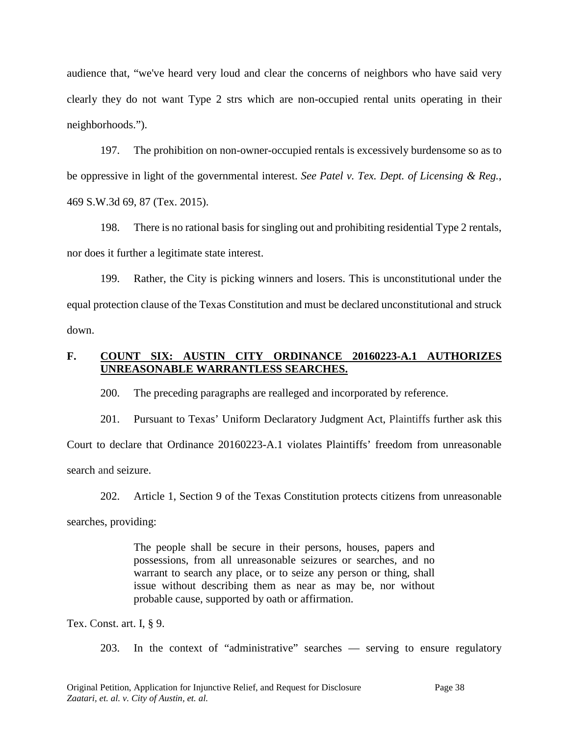audience that, "we've heard very loud and clear the concerns of neighbors who have said very clearly they do not want Type 2 strs which are non-occupied rental units operating in their neighborhoods.").

197. The prohibition on non-owner-occupied rentals is excessively burdensome so as to be oppressive in light of the governmental interest. *See Patel v. Tex. Dept. of Licensing & Reg.*, 469 S.W.3d 69, 87 (Tex. 2015).

198. There is no rational basis for singling out and prohibiting residential Type 2 rentals, nor does it further a legitimate state interest.

199. Rather, the City is picking winners and losers. This is unconstitutional under the equal protection clause of the Texas Constitution and must be declared unconstitutional and struck down.

### F. <u>COUNT SIX: AUSTIN CITY ORDINANCE 20160223-A.1 AUTHORIZES UNREASONABLE WARRANTLESS SEARCHES.</u>

200. The preceding paragraphs are realleged and incorporated by reference.

201. Pursuant to Texas' Uniform Declaratory Judgment Act, Plaintiffs further ask this Court to declare that Ordinance 20160223-A.1 violates Plaintiffs' freedom from unreasonable search and seizure.

202. Article 1, Section 9 of the Texas Constitution protects citizens from unreasonable searches, providing:

> The people shall be secure in their persons, houses, papers and possessions, from all unreasonable seizures or searches, and no warrant to search any place, or to seize any person or thing, shall issue without describing them as near as may be, nor without probable cause, supported by oath or affirmation.

Tex. Const. art. I, § 9.

203. In the context of "administrative" searches — serving to ensure regulatory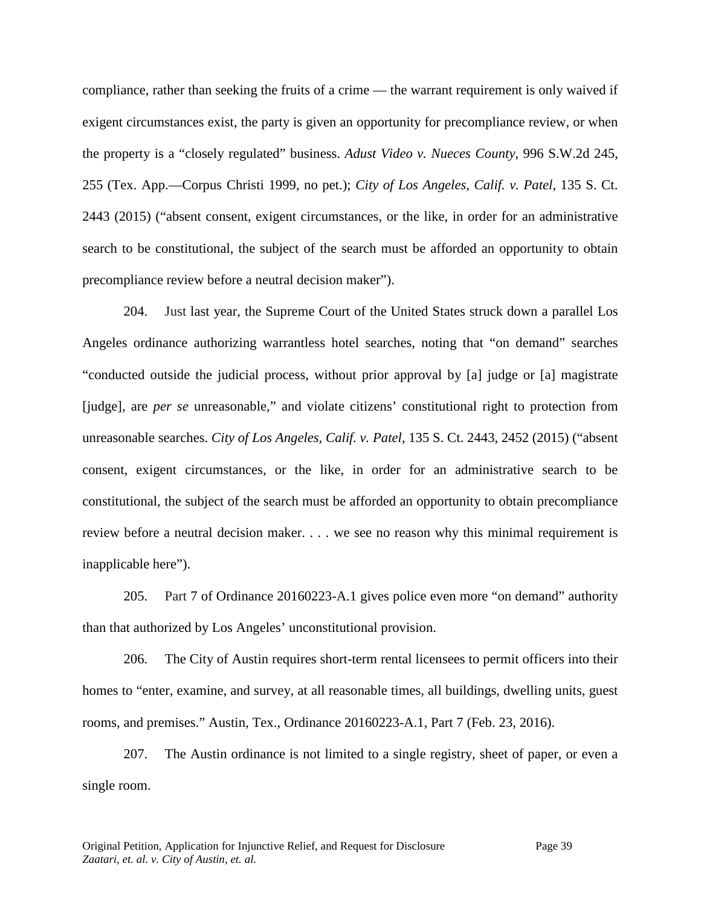compliance, rather than seeking the fruits of a crime — the warrant requirement is only waived if exigent circumstances exist, the party is given an opportunity for precompliance review, or when the property is a "closely regulated" business. *Adust Video v. Nueces County*, 996 S.W.2d 245, 255 (Tex. App.—Corpus Christi 1999, no pet.); *City of Los Angeles, Calif. v. Patel*, 135 S. Ct. 2443 (2015) ("absent consent, exigent circumstances, or the like, in order for an administrative search to be constitutional, the subject of the search must be afforded an opportunity to obtain precompliance review before a neutral decision maker").

204. Just last year, the Supreme Court of the United States struck down a parallel Los Angeles ordinance authorizing warrantless hotel searches, noting that "on demand" searches "conducted outside the judicial process, without prior approval by [a] judge or [a] magistrate [judge], are *per se* unreasonable," and violate citizens' constitutional right to protection from unreasonable searches. *City of Los Angeles, Calif. v. Patel*, 135 S. Ct. 2443, 2452 (2015) ("absent consent, exigent circumstances, or the like, in order for an administrative search to be constitutional, the subject of the search must be afforded an opportunity to obtain precompliance review before a neutral decision maker. . . . we see no reason why this minimal requirement is inapplicable here").

205. Part 7 of Ordinance 20160223-A.1 gives police even more "on demand" authority than that authorized by Los Angeles' unconstitutional provision.

206. The City of Austin requires short-term rental licensees to permit officers into their homes to "enter, examine, and survey, at all reasonable times, all buildings, dwelling units, guest rooms, and premises." Austin, Tex., Ordinance 20160223-A.1, Part 7 (Feb. 23, 2016).

207. The Austin ordinance is not limited to a single registry, sheet of paper, or even a single room.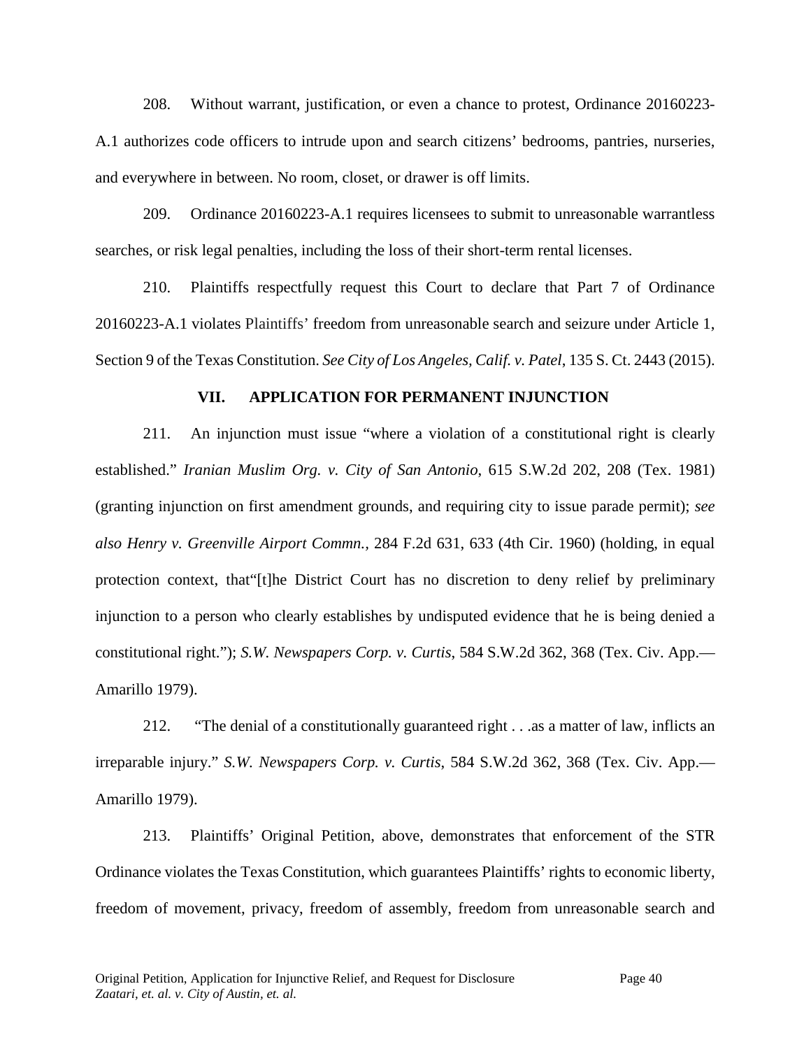208. Without warrant, justification, or even a chance to protest, Ordinance 20160223-A.1 authorizes code officers to intrude upon and search citizens' bedrooms, pantries, nurseries, and everywhere in between. No room, closet, or drawer is off limits.

209. Ordinance 20160223-A.1 requires licensees to submit to unreasonable warrantless searches, or risk legal penalties, including the loss of their short-term rental licenses.

210. Plaintiffs respectfully request this Court to declare that Part 7 of Ordinance 20160223-A.1 violates Plaintiffs' freedom from unreasonable search and seizure under Article 1, Section 9 of the Texas Constitution. *See City of Los Angeles, Calif. v. Patel*, 135 S. Ct. 2443 (2015).

## VII. APPLICATION FOR PERMANENT INJUNCTION

211. An injunction must issue "where a violation of a constitutional right is clearly established." *Iranian Muslim Org. v. City of San Antonio*, 615 S.W.2d 202, 208 (Tex. 1981) (granting injunction on first amendment grounds, and requiring city to issue parade permit); *see also Henry v. Greenville Airport Commn.*, 284 F.2d 631, 633 (4th Cir. 1960) (holding, in equal protection context, that"[t]he District Court has no discretion to deny relief by preliminary injunction to a person who clearly establishes by undisputed evidence that he is being denied a constitutional right."); *S.W. Newspapers Corp. v. Curtis*, 584 S.W.2d 362, 368 (Tex. Civ. App.—Amarillo 1979).

212. "The denial of a constitutionally guaranteed right . . .as a matter of law, inflicts an irreparable injury." *S.W. Newspapers Corp. v. Curtis*, 584 S.W.2d 362, 368 (Tex. Civ. App.—Amarillo 1979).

213. Plaintiffs' Original Petition, above, demonstrates that enforcement of the STR Ordinance violates the Texas Constitution, which guarantees Plaintiffs' rights to economic liberty, freedom of movement, privacy, freedom of assembly, freedom from unreasonable search and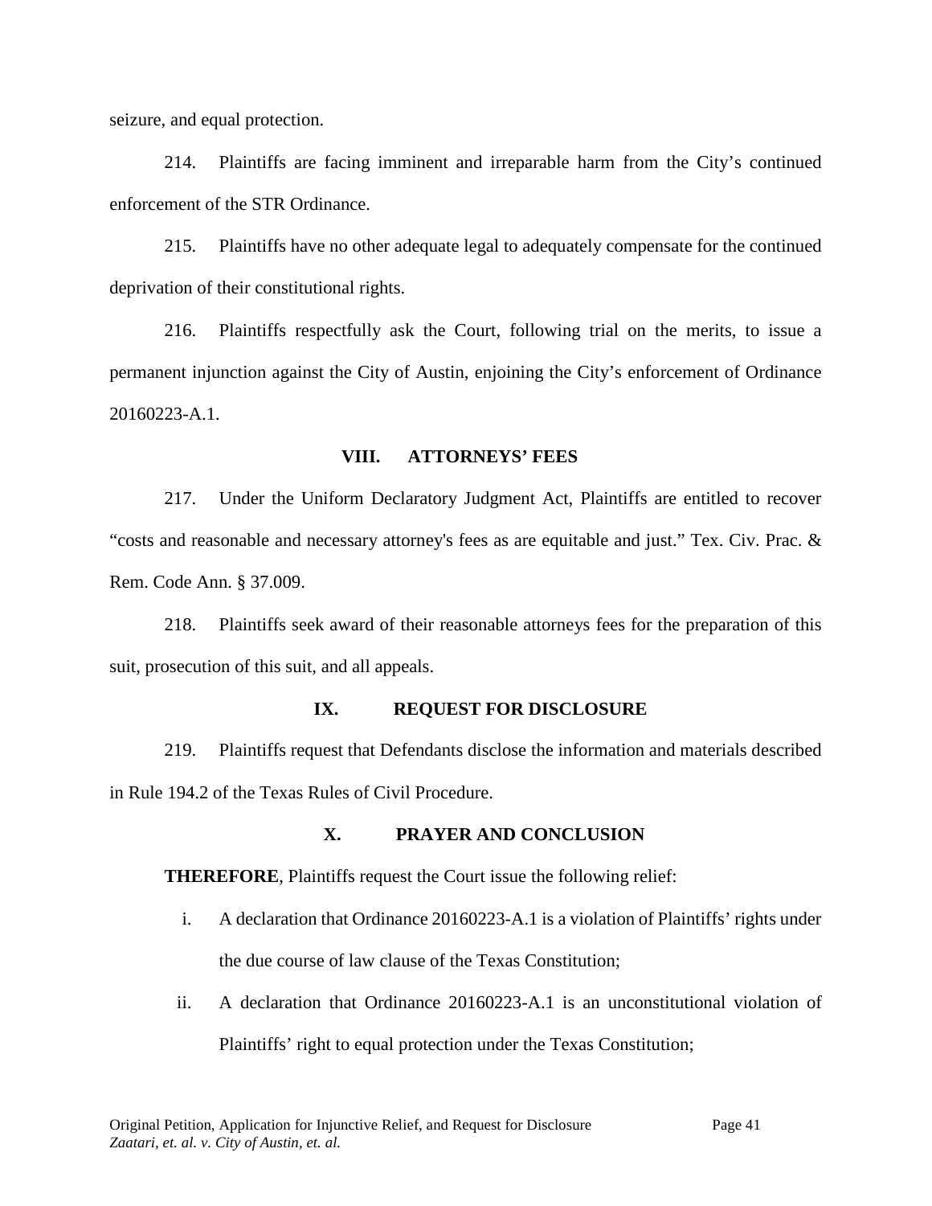seizure, and equal protection.

214. Plaintiffs are facing imminent and irreparable harm from the City's continued enforcement of the STR Ordinance.

215. Plaintiffs have no other adequate legal to adequately compensate for the continued deprivation of their constitutional rights.

216. Plaintiffs respectfully ask the Court, following trial on the merits, to issue a permanent injunction against the City of Austin, enjoining the City's enforcement of Ordinance 20160223-A.1.

## VIII. ATTORNEYS' FEES

217. Under the Uniform Declaratory Judgment Act, Plaintiffs are entitled to recover "costs and reasonable and necessary attorney's fees as are equitable and just." Tex. Civ. Prac. & Rem. Code Ann. § 37.009.

218. Plaintiffs seek award of their reasonable attorneys fees for the preparation of this suit, prosecution of this suit, and all appeals.

## IX. REQUEST FOR DISCLOSURE

219. Plaintiffs request that Defendants disclose the information and materials described in Rule 194.2 of the Texas Rules of Civil Procedure.

## X. PRAYER AND CONCLUSION

**THEREFORE**, Plaintiffs request the Court issue the following relief:

i. A declaration that Ordinance 20160223-A.1 is a violation of Plaintiffs' rights under the due course of law clause of the Texas Constitution;

ii. A declaration that Ordinance 20160223-A.1 is an unconstitutional violation of Plaintiffs' right to equal protection under the Texas Constitution;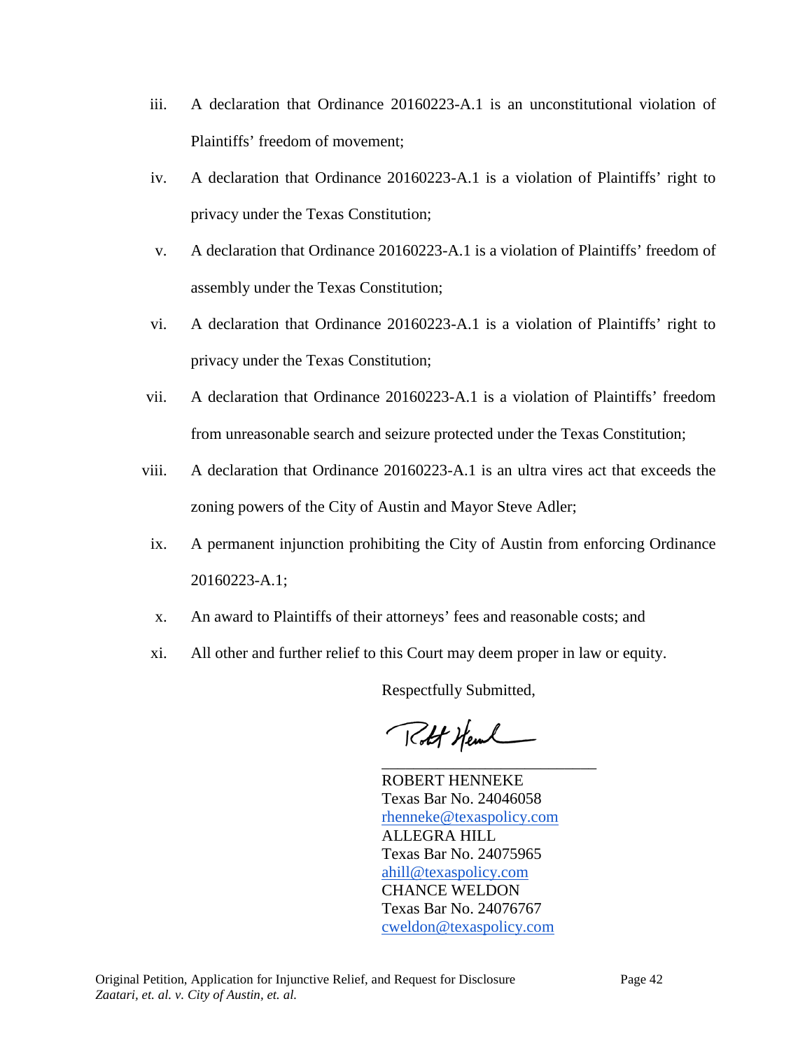iii. A declaration that Ordinance 20160223-A.1 is an unconstitutional violation of Plaintiffs' freedom of movement;

iv. A declaration that Ordinance 20160223-A.1 is a violation of Plaintiffs' right to privacy under the Texas Constitution;

v. A declaration that Ordinance 20160223-A.1 is a violation of Plaintiffs' freedom of assembly under the Texas Constitution;

vi. A declaration that Ordinance 20160223-A.1 is a violation of Plaintiffs' right to privacy under the Texas Constitution;

vii. A declaration that Ordinance 20160223-A.1 is a violation of Plaintiffs' freedom from unreasonable search and seizure protected under the Texas Constitution;

viii. A declaration that Ordinance 20160223-A.1 is an ultra vires act that exceeds the zoning powers of the City of Austin and Mayor Steve Adler;

ix. A permanent injunction prohibiting the City of Austin from enforcing Ordinance 20160223-A.1;

x. An award to Plaintiffs of their attorneys' fees and reasonable costs; and

xi. All other and further relief to this Court may deem proper in law or equity.

Respectfully Submitted,

_____________________________

ROBERT HENNEKE
Texas Bar No. 24046058
rhenneke@texaspolicy.com
ALLEGRA HILL
Texas Bar No. 24075965
ahill@texaspolicy.com
CHANCE WELDON
Texas Bar No. 24076767
cweldon@texaspolicy.com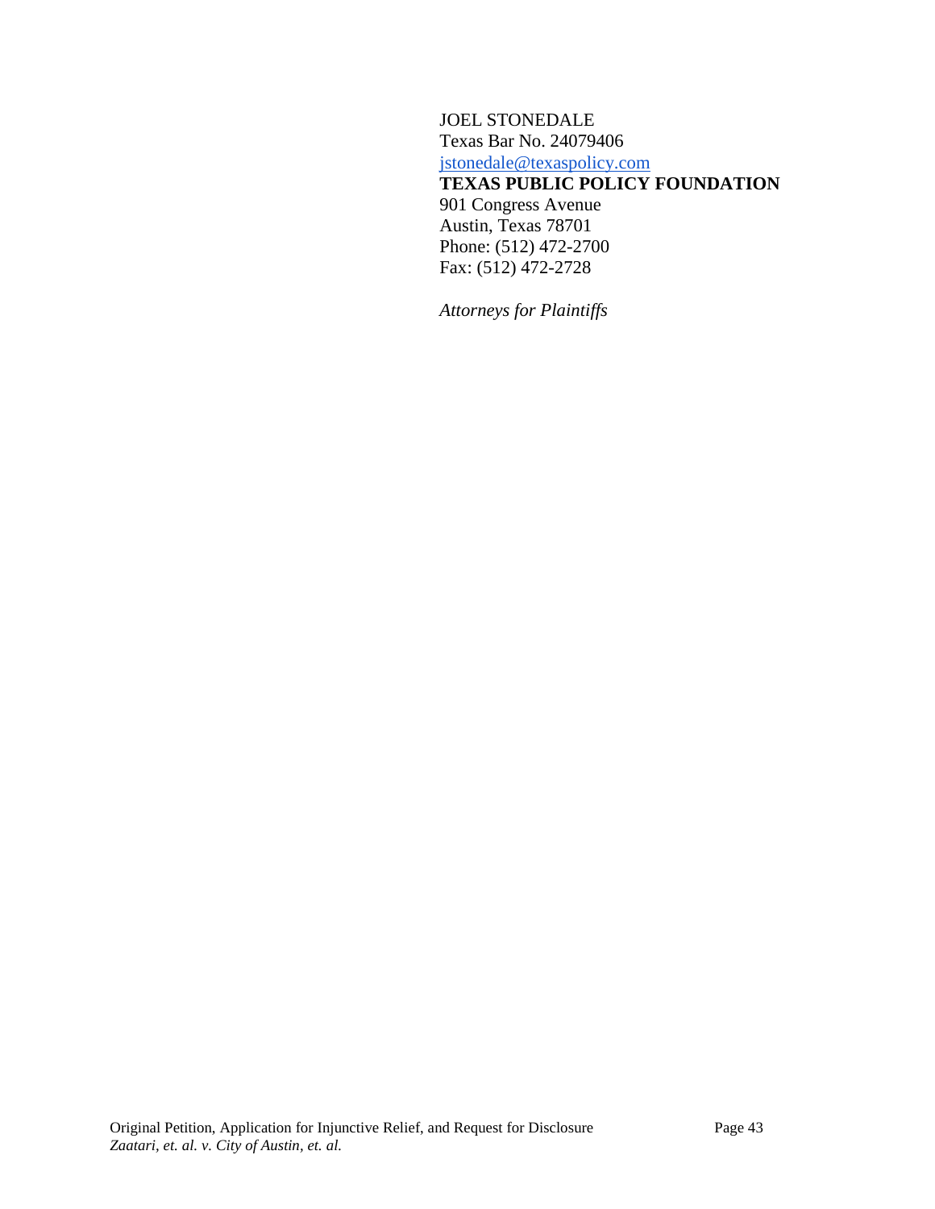JOEL STONEDALE
Texas Bar No. 24079406
jstonedale@texaspolicy.com
**TEXAS PUBLIC POLICY FOUNDATION**
901 Congress Avenue
Austin, Texas 78701
Phone: (512) 472-2700
Fax: (512) 472-2728

*Attorneys for Plaintiffs*